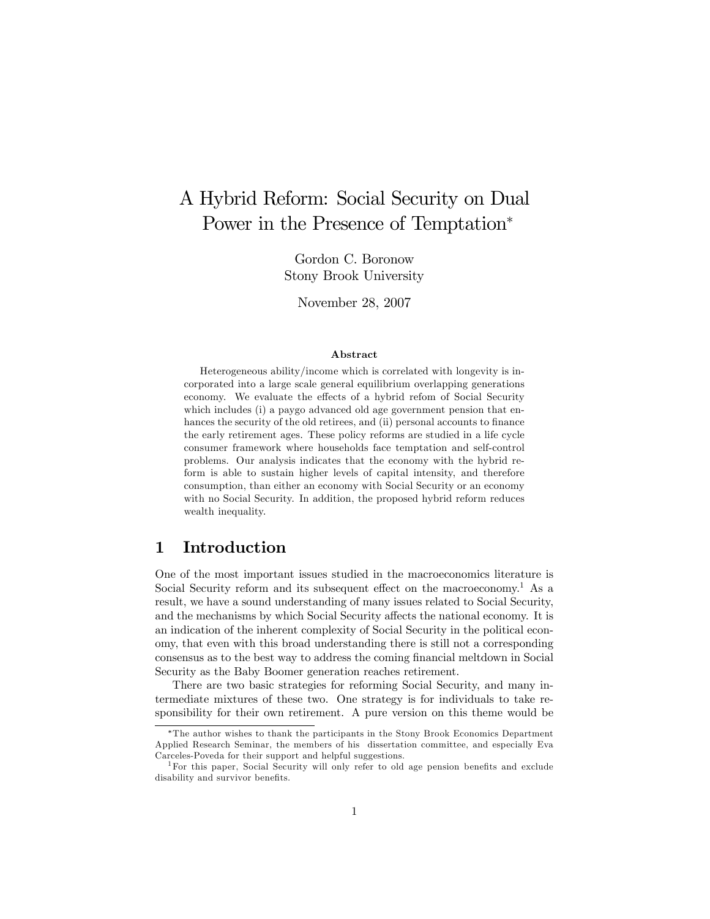# A Hybrid Reform: Social Security on Dual Power in the Presence of Temptation*

Gordon C. Boronow
Stony Brook University

November 28, 2007

**Abstract**

Heterogeneous ability/income which is correlated with longevity is incorporated into a large scale general equilibrium overlapping generations economy. We evaluate the effects of a hybrid refom of Social Security which includes (i) a paygo advanced old age government pension that enhances the security of the old retirees, and (ii) personal accounts to finance the early retirement ages. These policy reforms are studied in a life cycle consumer framework where households face temptation and self-control problems. Our analysis indicates that the economy with the hybrid reform is able to sustain higher levels of capital intensity, and therefore consumption, than either an economy with Social Security or an economy with no Social Security. In addition, the proposed hybrid reform reduces wealth inequality.

## 1 Introduction

One of the most important issues studied in the macroeconomics literature is Social Security reform and its subsequent effect on the macroeconomy.[1] As a result, we have a sound understanding of many issues related to Social Security, and the mechanisms by which Social Security affects the national economy. It is an indication of the inherent complexity of Social Security in the political economy, that even with this broad understanding there is still not a corresponding consensus as to the best way to address the coming financial meltdown in Social Security as the Baby Boomer generation reaches retirement.

There are two basic strategies for reforming Social Security, and many intermediate mixtures of these two. One strategy is for individuals to take responsibility for their own retirement. A pure version on this theme would be

*The author wishes to thank the participants in the Stony Brook Economics Department Applied Research Seminar, the members of his dissertation committee, and especially Eva Carceles-Poveda for their support and helpful suggestions.

[1] For this paper, Social Security will only refer to old age pension benefits and exclude disability and survivor benefits.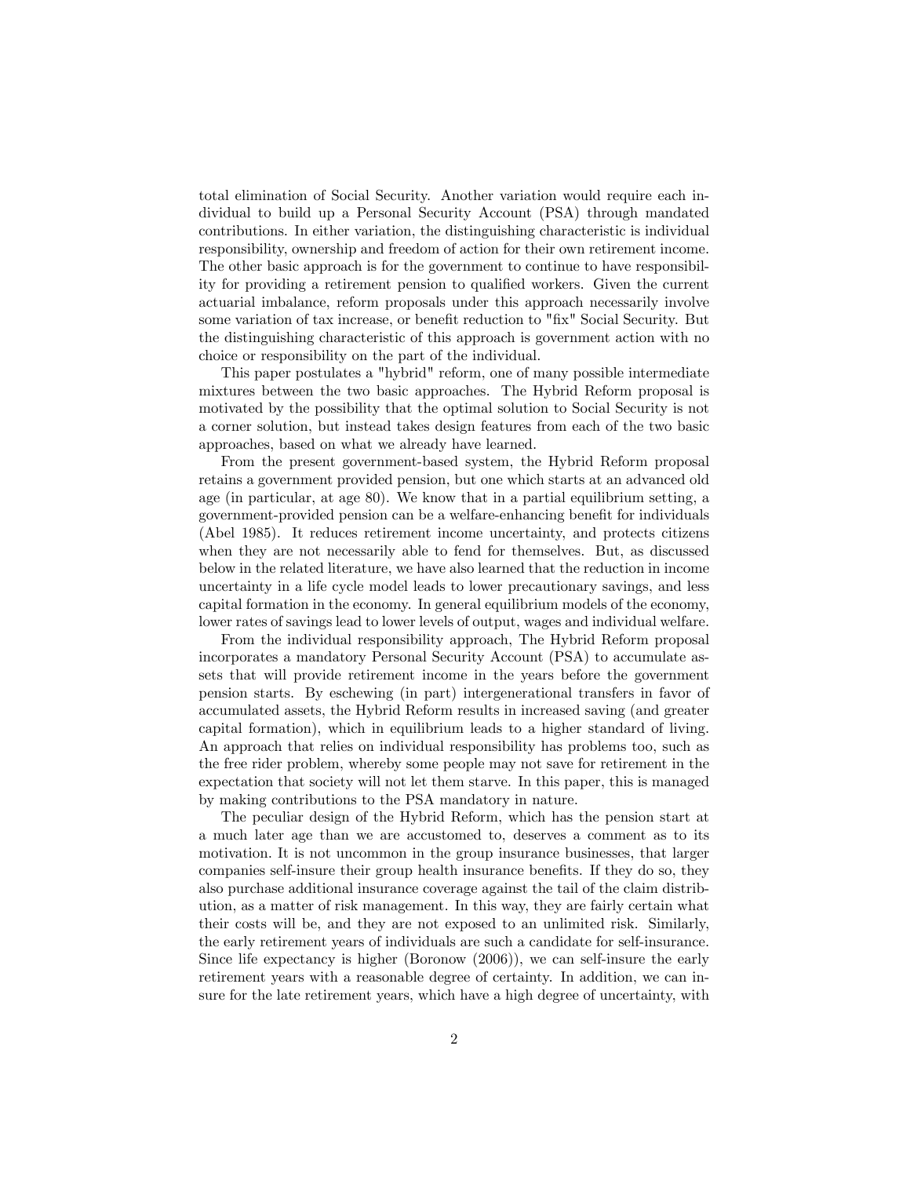total elimination of Social Security. Another variation would require each individual to build up a Personal Security Account (PSA) through mandated contributions. In either variation, the distinguishing characteristic is individual responsibility, ownership and freedom of action for their own retirement income. The other basic approach is for the government to continue to have responsibility for providing a retirement pension to qualified workers. Given the current actuarial imbalance, reform proposals under this approach necessarily involve some variation of tax increase, or benefit reduction to "fix" Social Security. But the distinguishing characteristic of this approach is government action with no choice or responsibility on the part of the individual.

This paper postulates a "hybrid" reform, one of many possible intermediate mixtures between the two basic approaches. The Hybrid Reform proposal is motivated by the possibility that the optimal solution to Social Security is not a corner solution, but instead takes design features from each of the two basic approaches, based on what we already have learned.

From the present government-based system, the Hybrid Reform proposal retains a government provided pension, but one which starts at an advanced old age (in particular, at age 80). We know that in a partial equilibrium setting, a government-provided pension can be a welfare-enhancing benefit for individuals (Abel 1985). It reduces retirement income uncertainty, and protects citizens when they are not necessarily able to fend for themselves. But, as discussed below in the related literature, we have also learned that the reduction in income uncertainty in a life cycle model leads to lower precautionary savings, and less capital formation in the economy. In general equilibrium models of the economy, lower rates of savings lead to lower levels of output, wages and individual welfare.

From the individual responsibility approach, The Hybrid Reform proposal incorporates a mandatory Personal Security Account (PSA) to accumulate assets that will provide retirement income in the years before the government pension starts. By eschewing (in part) intergenerational transfers in favor of accumulated assets, the Hybrid Reform results in increased saving (and greater capital formation), which in equilibrium leads to a higher standard of living. An approach that relies on individual responsibility has problems too, such as the free rider problem, whereby some people may not save for retirement in the expectation that society will not let them starve. In this paper, this is managed by making contributions to the PSA mandatory in nature.

The peculiar design of the Hybrid Reform, which has the pension start at a much later age than we are accustomed to, deserves a comment as to its motivation. It is not uncommon in the group insurance businesses, that larger companies self-insure their group health insurance benefits. If they do so, they also purchase additional insurance coverage against the tail of the claim distribution, as a matter of risk management. In this way, they are fairly certain what their costs will be, and they are not exposed to an unlimited risk. Similarly, the early retirement years of individuals are such a candidate for self-insurance. Since life expectancy is higher (Boronow (2006)), we can self-insure the early retirement years with a reasonable degree of certainty. In addition, we can insure for the late retirement years, which have a high degree of uncertainty, with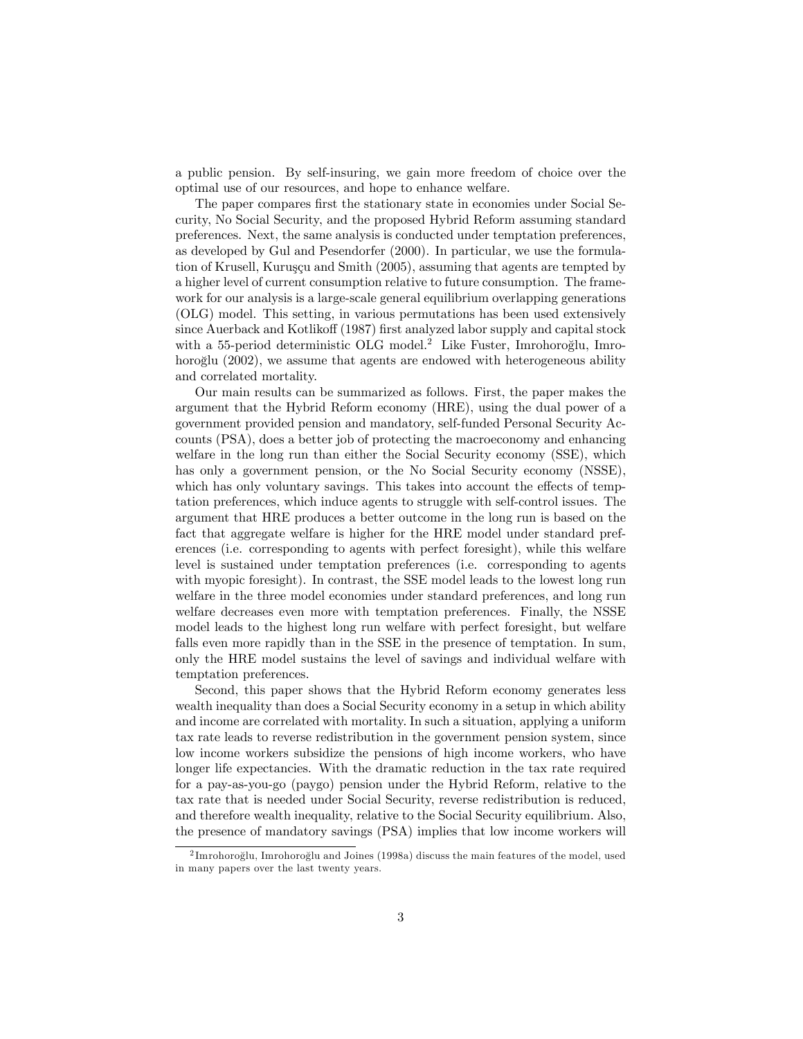a public pension. By self-insuring, we gain more freedom of choice over the optimal use of our resources, and hope to enhance welfare.

The paper compares first the stationary state in economies under Social Security, No Social Security, and the proposed Hybrid Reform assuming standard preferences. Next, the same analysis is conducted under temptation preferences, as developed by Gul and Pesendorfer (2000). In particular, we use the formulation of Krusell, Kuruşçu and Smith (2005), assuming that agents are tempted by a higher level of current consumption relative to future consumption. The framework for our analysis is a large-scale general equilibrium overlapping generations (OLG) model. This setting, in various permutations has been used extensively since Auerback and Kotlikoff (1987) first analyzed labor supply and capital stock with a 55-period deterministic OLG model.[2] Like Fuster, Imrohoroğlu, Imrohoroğlu (2002), we assume that agents are endowed with heterogeneous ability and correlated mortality.

Our main results can be summarized as follows. First, the paper makes the argument that the Hybrid Reform economy (HRE), using the dual power of a government provided pension and mandatory, self-funded Personal Security Accounts (PSA), does a better job of protecting the macroeconomy and enhancing welfare in the long run than either the Social Security economy (SSE), which has only a government pension, or the No Social Security economy (NSSE), which has only voluntary savings. This takes into account the effects of temptation preferences, which induce agents to struggle with self-control issues. The argument that HRE produces a better outcome in the long run is based on the fact that aggregate welfare is higher for the HRE model under standard preferences (i.e. corresponding to agents with perfect foresight), while this welfare level is sustained under temptation preferences (i.e. corresponding to agents with myopic foresight). In contrast, the SSE model leads to the lowest long run welfare in the three model economies under standard preferences, and long run welfare decreases even more with temptation preferences. Finally, the NSSE model leads to the highest long run welfare with perfect foresight, but welfare falls even more rapidly than in the SSE in the presence of temptation. In sum, only the HRE model sustains the level of savings and individual welfare with temptation preferences.

Second, this paper shows that the Hybrid Reform economy generates less wealth inequality than does a Social Security economy in a setup in which ability and income are correlated with mortality. In such a situation, applying a uniform tax rate leads to reverse redistribution in the government pension system, since low income workers subsidize the pensions of high income workers, who have longer life expectancies. With the dramatic reduction in the tax rate required for a pay-as-you-go (paygo) pension under the Hybrid Reform, relative to the tax rate that is needed under Social Security, reverse redistribution is reduced, and therefore wealth inequality, relative to the Social Security equilibrium. Also, the presence of mandatory savings (PSA) implies that low income workers will

[2] Imrohoroğlu, Imrohoroğlu and Joines (1998a) discuss the main features of the model, used in many papers over the last twenty years.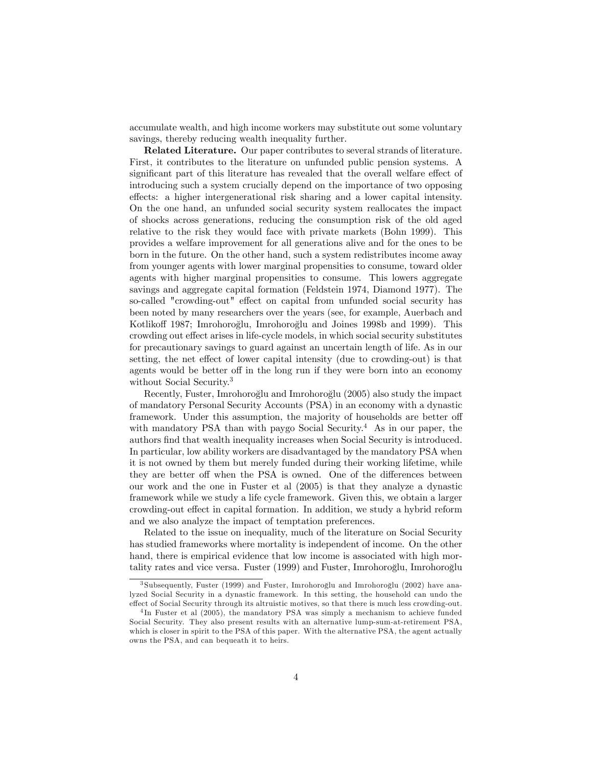accumulate wealth, and high income workers may substitute out some voluntary savings, thereby reducing wealth inequality further.

**Related Literature.** Our paper contributes to several strands of literature. First, it contributes to the literature on unfunded public pension systems. A significant part of this literature has revealed that the overall welfare effect of introducing such a system crucially depend on the importance of two opposing effects: a higher intergenerational risk sharing and a lower capital intensity. On the one hand, an unfunded social security system reallocates the impact of shocks across generations, reducing the consumption risk of the old aged relative to the risk they would face with private markets (Bohn 1999). This provides a welfare improvement for all generations alive and for the ones to be born in the future. On the other hand, such a system redistributes income away from younger agents with lower marginal propensities to consume, toward older agents with higher marginal propensities to consume. This lowers aggregate savings and aggregate capital formation (Feldstein 1974, Diamond 1977). The so-called "crowding-out" effect on capital from unfunded social security has been noted by many researchers over the years (see, for example, Auerbach and Kotlikoff 1987; Imrohoroğlu, Imrohoroğlu and Joines 1998b and 1999). This crowding out effect arises in life-cycle models, in which social security substitutes for precautionary savings to guard against an uncertain length of life. As in our setting, the net effect of lower capital intensity (due to crowding-out) is that agents would be better off in the long run if they were born into an economy without Social Security.[3]

Recently, Fuster, Imrohoroğlu and Imrohoroğlu (2005) also study the impact of mandatory Personal Security Accounts (PSA) in an economy with a dynastic framework. Under this assumption, the majority of households are better off with mandatory PSA than with paygo Social Security.[4] As in our paper, the authors find that wealth inequality increases when Social Security is introduced. In particular, low ability workers are disadvantaged by the mandatory PSA when it is not owned by them but merely funded during their working lifetime, while they are better off when the PSA is owned. One of the differences between our work and the one in Fuster et al (2005) is that they analyze a dynastic framework while we study a life cycle framework. Given this, we obtain a larger crowding-out effect in capital formation. In addition, we study a hybrid reform and we also analyze the impact of temptation preferences.

Related to the issue on inequality, much of the literature on Social Security has studied frameworks where mortality is independent of income. On the other hand, there is empirical evidence that low income is associated with high mortality rates and vice versa. Fuster (1999) and Fuster, Imrohoroğlu, Imrohoroğlu

[3] Subsequently, Fuster (1999) and Fuster, Imrohoroğlu and Imrohoroğlu (2002) have analyzed Social Security in a dynastic framework. In this setting, the household can undo the effect of Social Security through its altruistic motives, so that there is much less crowding-out.

[4] In Fuster et al (2005), the mandatory PSA was simply a mechanism to achieve funded Social Security. They also present results with an alternative lump-sum-at-retirement PSA, which is closer in spirit to the PSA of this paper. With the alternative PSA, the agent actually owns the PSA, and can bequeath it to heirs.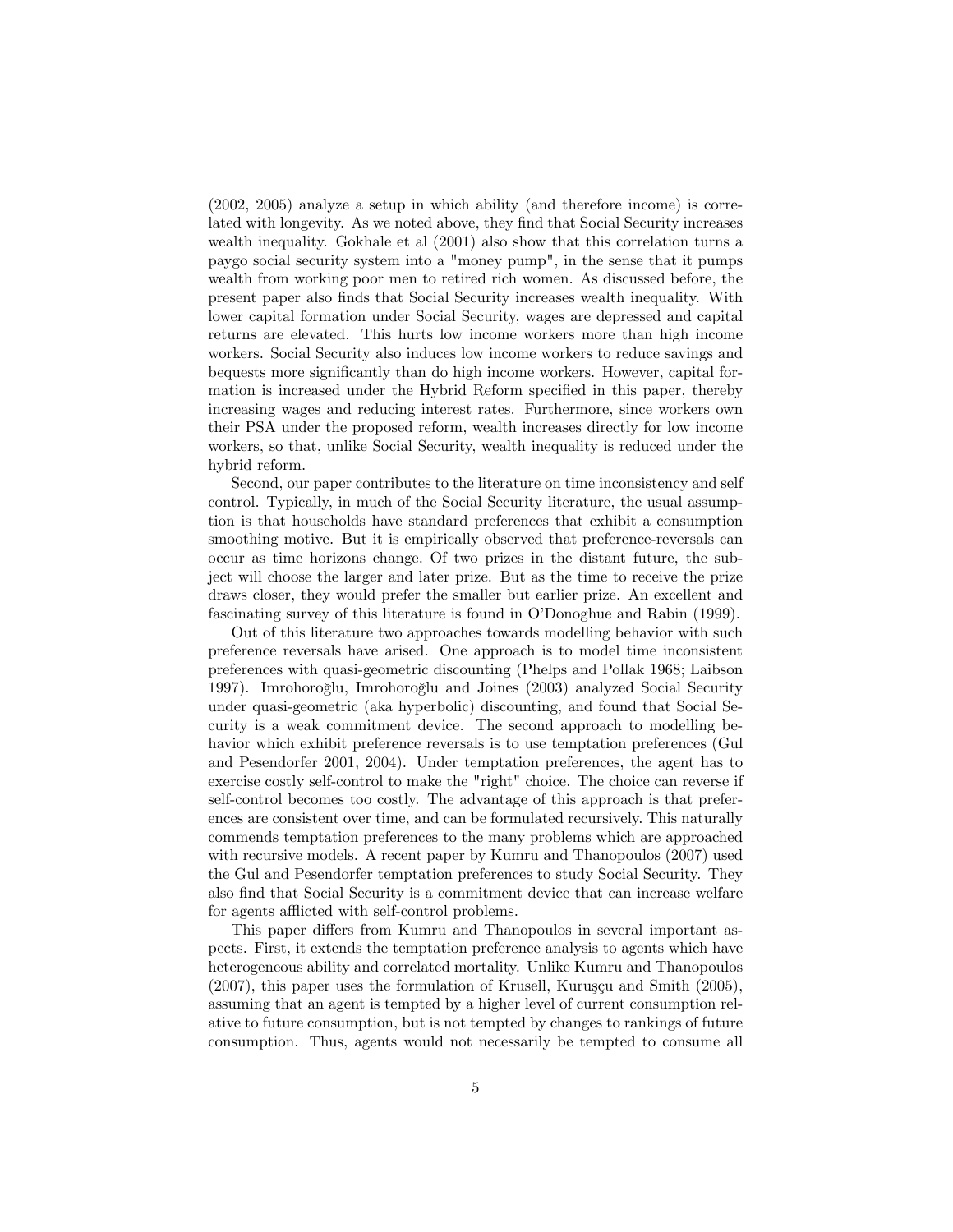(2002, 2005) analyze a setup in which ability (and therefore income) is correlated with longevity. As we noted above, they find that Social Security increases wealth inequality. Gokhale et al (2001) also show that this correlation turns a paygo social security system into a "money pump", in the sense that it pumps wealth from working poor men to retired rich women. As discussed before, the present paper also finds that Social Security increases wealth inequality. With lower capital formation under Social Security, wages are depressed and capital returns are elevated. This hurts low income workers more than high income workers. Social Security also induces low income workers to reduce savings and bequests more significantly than do high income workers. However, capital formation is increased under the Hybrid Reform specified in this paper, thereby increasing wages and reducing interest rates. Furthermore, since workers own their PSA under the proposed reform, wealth increases directly for low income workers, so that, unlike Social Security, wealth inequality is reduced under the hybrid reform.

Second, our paper contributes to the literature on time inconsistency and self control. Typically, in much of the Social Security literature, the usual assumption is that households have standard preferences that exhibit a consumption smoothing motive. But it is empirically observed that preference-reversals can occur as time horizons change. Of two prizes in the distant future, the subject will choose the larger and later prize. But as the time to receive the prize draws closer, they would prefer the smaller but earlier prize. An excellent and fascinating survey of this literature is found in O'Donoghue and Rabin (1999).

Out of this literature two approaches towards modelling behavior with such preference reversals have arised. One approach is to model time inconsistent preferences with quasi-geometric discounting (Phelps and Pollak 1968; Laibson 1997). İmrohoroğlu, İmrohoroğlu and Joines (2003) analyzed Social Security under quasi-geometric (aka hyperbolic) discounting, and found that Social Security is a weak commitment device. The second approach to modelling behavior which exhibit preference reversals is to use temptation preferences (Gul and Pesendorfer 2001, 2004). Under temptation preferences, the agent has to exercise costly self-control to make the "right" choice. The choice can reverse if self-control becomes too costly. The advantage of this approach is that preferences are consistent over time, and can be formulated recursively. This naturally commends temptation preferences to the many problems which are approached with recursive models. A recent paper by Kumru and Thanopoulos (2007) used the Gul and Pesendorfer temptation preferences to study Social Security. They also find that Social Security is a commitment device that can increase welfare for agents afflicted with self-control problems.

This paper differs from Kumru and Thanopoulos in several important aspects. First, it extends the temptation preference analysis to agents which have heterogeneous ability and correlated mortality. Unlike Kumru and Thanopoulos (2007), this paper uses the formulation of Krusell, Kuruşçu and Smith (2005), assuming that an agent is tempted by a higher level of current consumption relative to future consumption, but is not tempted by changes to rankings of future consumption. Thus, agents would not necessarily be tempted to consume all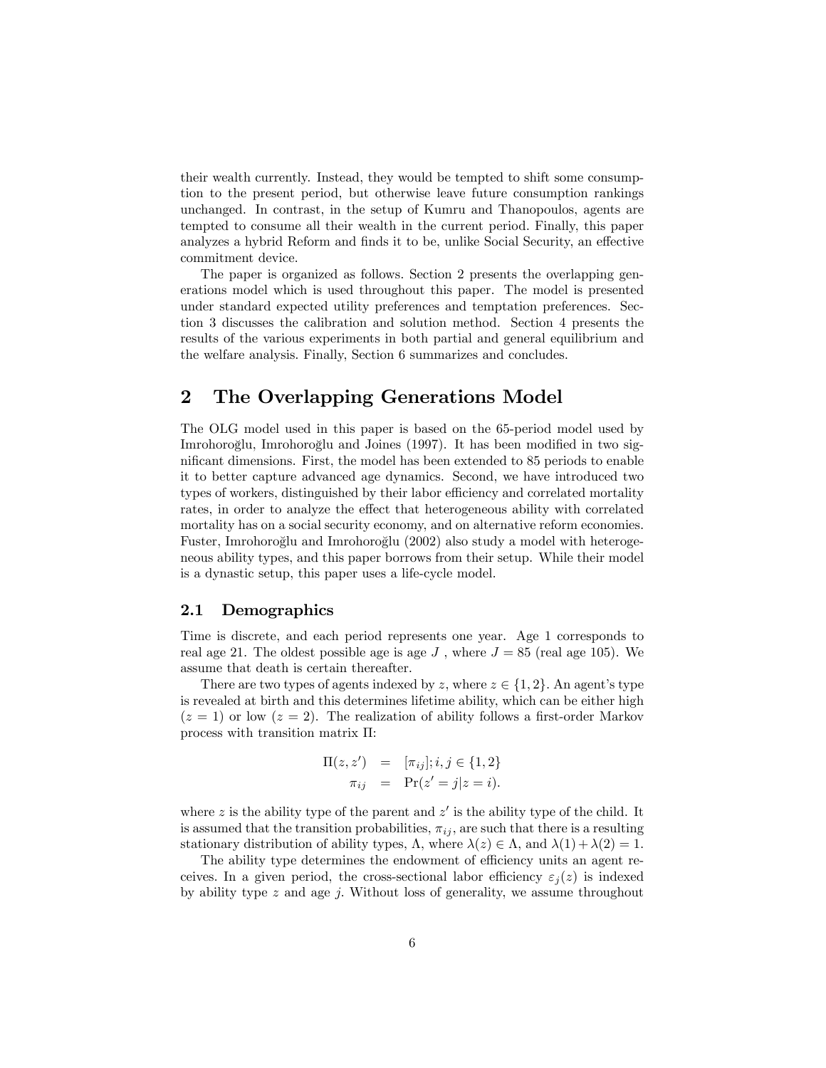their wealth currently. Instead, they would be tempted to shift some consumption to the present period, but otherwise leave future consumption rankings unchanged. In contrast, in the setup of Kumru and Thanopoulos, agents are tempted to consume all their wealth in the current period. Finally, this paper analyzes a hybrid Reform and finds it to be, unlike Social Security, an effective commitment device.

The paper is organized as follows. Section 2 presents the overlapping generations model which is used throughout this paper. The model is presented under standard expected utility preferences and temptation preferences. Section 3 discusses the calibration and solution method. Section 4 presents the results of the various experiments in both partial and general equilibrium and the welfare analysis. Finally, Section 6 summarizes and concludes.

# 2 The Overlapping Generations Model

The OLG model used in this paper is based on the 65-period model used by Imrohoroğlu, Imrohoroğlu and Joines (1997). It has been modified in two significant dimensions. First, the model has been extended to 85 periods to enable it to better capture advanced age dynamics. Second, we have introduced two types of workers, distinguished by their labor efficiency and correlated mortality rates, in order to analyze the effect that heterogeneous ability with correlated mortality has on a social security economy, and on alternative reform economies. Fuster, Imrohoroğlu and Imrohoroğlu (2002) also study a model with heterogeneous ability types, and this paper borrows from their setup. While their model is a dynastic setup, this paper uses a life-cycle model.

## 2.1 Demographics

Time is discrete, and each period represents one year. Age 1 corresponds to real age 21. The oldest possible age is age $J$ , where $J = 85$ (real age 105). We assume that death is certain thereafter.

There are two types of agents indexed by $z$, where $z \in \{1, 2\}$. An agent's type is revealed at birth and this determines lifetime ability, which can be either high ($z = 1$) or low ($z = 2$). The realization of ability follows a first-order Markov process with transition matrix $\Pi$:

$$
\begin{aligned}
\Pi(z, z') &= [\pi_{ij}]; i, j \in \{1, 2\} \\
\pi_{ij} &= \Pr(z' = j | z = i).
\end{aligned}
$$

where $z$ is the ability type of the parent and $z'$ is the ability type of the child. It is assumed that the transition probabilities, $\pi_{ij}$, are such that there is a resulting stationary distribution of ability types, $\Lambda$, where $\lambda(z) \in \Lambda$, and $\lambda(1) + \lambda(2) = 1$.

The ability type determines the endowment of efficiency units an agent receives. In a given period, the cross-sectional labor efficiency $\varepsilon_j(z)$ is indexed by ability type $z$ and age $j$. Without loss of generality, we assume throughout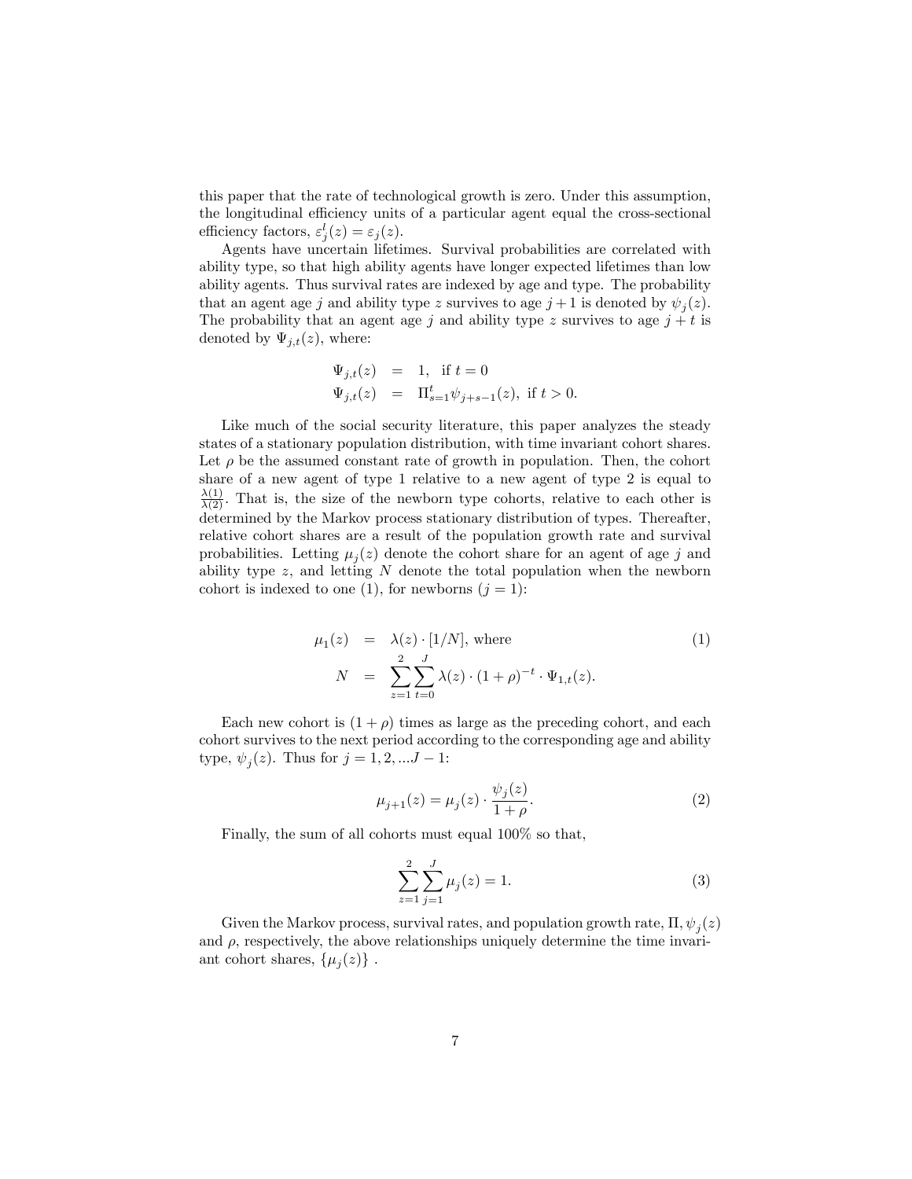this paper that the rate of technological growth is zero. Under this assumption, the longitudinal efficiency units of a particular agent equal the cross-sectional efficiency factors, $\varepsilon_j^l(z) = \varepsilon_j(z)$.

Agents have uncertain lifetimes. Survival probabilities are correlated with ability type, so that high ability agents have longer expected lifetimes than low ability agents. Thus survival rates are indexed by age and type. The probability that an agent age $j$ and ability type $z$ survives to age $j+1$ is denoted by $\psi_j(z)$. The probability that an agent age $j$ and ability type $z$ survives to age $j+t$ is denoted by $\Psi_{j,t}(z)$, where:

$$
\begin{aligned}
\Psi_{j,t}(z) &= 1, \text{ if } t = 0 \\
\Psi_{j,t}(z) &= \Pi_{s=1}^{t} \psi_{j+s-1}(z), \text{ if } t > 0.
\end{aligned}
$$

Like much of the social security literature, this paper analyzes the steady states of a stationary population distribution, with time invariant cohort shares. Let $\rho$ be the assumed constant rate of growth in population. Then, the cohort share of a new agent of type 1 relative to a new agent of type 2 is equal to $\frac{\lambda(1)}{\lambda(2)}$. That is, the size of the newborn type cohorts, relative to each other is determined by the Markov process stationary distribution of types. Thereafter, relative cohort shares are a result of the population growth rate and survival probabilities. Letting $\mu_j(z)$ denote the cohort share for an agent of age $j$ and ability type $z$, and letting $N$ denote the total population when the newborn cohort is indexed to one (1), for newborns ($j = 1$):

$$
\begin{aligned}
\mu_1(z) &= \lambda(z) \cdot [1/N], \text{ where} \\
N &= \sum_{z=1}^{2} \sum_{t=0}^{J} \lambda(z) \cdot (1+\rho)^{-t} \cdot \Psi_{1,t}(z).
\end{aligned} \tag{1}
$$

Each new cohort is $(1+\rho)$ times as large as the preceding cohort, and each cohort survives to the next period according to the corresponding age and ability type, $\psi_j(z)$. Thus for $j = 1, 2, ...J-1$:

$$
\mu_{j+1}(z) = \mu_j(z) \cdot \frac{\psi_j(z)}{1+\rho}. \tag{2}
$$

Finally, the sum of all cohorts must equal 100% so that,

$$
\sum_{z=1}^{2} \sum_{j=1}^{J} \mu_j(z) = 1. \tag{3}
$$

Given the Markov process, survival rates, and population growth rate, $\Pi, \psi_j(z)$ and $\rho$, respectively, the above relationships uniquely determine the time invariant cohort shares, $\{\mu_j(z)\}$ .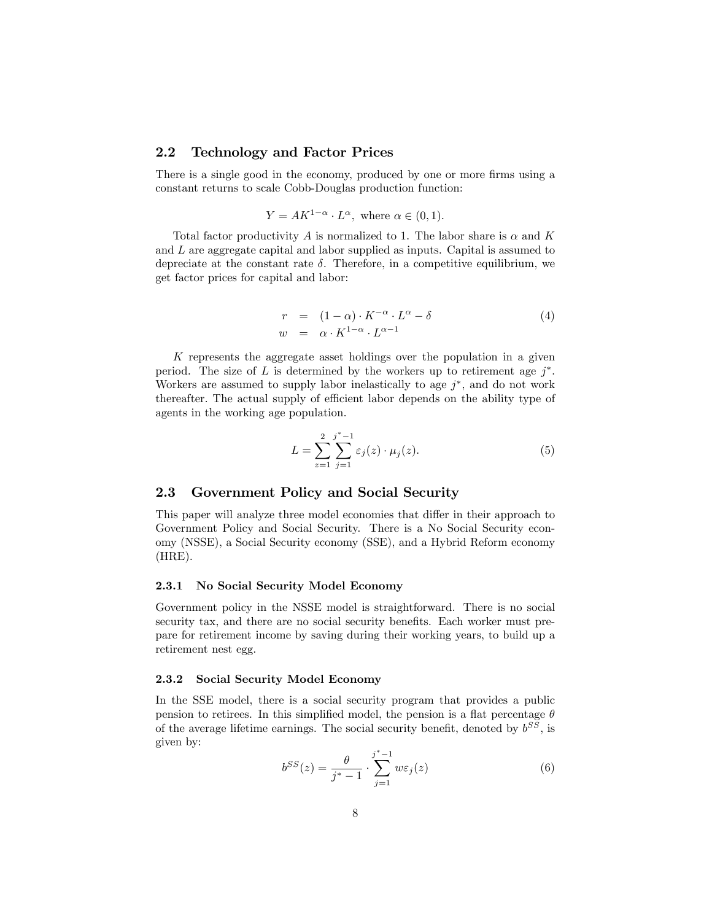## 2.2 Technology and Factor Prices

There is a single good in the economy, produced by one or more firms using a constant returns to scale Cobb-Douglas production function:

$$Y = AK^{1-\alpha} \cdot L^{\alpha}, \text{ where } \alpha \in (0, 1).$$

Total factor productivity $A$ is normalized to 1. The labor share is $\alpha$ and $K$ and $L$ are aggregate capital and labor supplied as inputs. Capital is assumed to depreciate at the constant rate $\delta$. Therefore, in a competitive equilibrium, we get factor prices for capital and labor:

$$\begin{aligned} r &= (1-\alpha) \cdot K^{-\alpha} \cdot L^{\alpha} - \delta \\ w &= \alpha \cdot K^{1-\alpha} \cdot L^{\alpha-1} \end{aligned} \tag{4}$$

$K$ represents the aggregate asset holdings over the population in a given period. The size of $L$ is determined by the workers up to retirement age $j^*$. Workers are assumed to supply labor inelastically to age $j^*$, and do not work thereafter. The actual supply of efficient labor depends on the ability type of agents in the working age population.

$$L = \sum_{z=1}^{2} \sum_{j=1}^{j^*-1} \varepsilon_j(z) \cdot \mu_j(z). \tag{5}$$

## 2.3 Government Policy and Social Security

This paper will analyze three model economies that differ in their approach to Government Policy and Social Security. There is a No Social Security economy (NSSE), a Social Security economy (SSE), and a Hybrid Reform economy (HRE).

### 2.3.1 No Social Security Model Economy

Government policy in the NSSE model is straightforward. There is no social security tax, and there are no social security benefits. Each worker must prepare for retirement income by saving during their working years, to build up a retirement nest egg.

### 2.3.2 Social Security Model Economy

In the SSE model, there is a social security program that provides a public pension to retirees. In this simplified model, the pension is a flat percentage $\theta$ of the average lifetime earnings. The social security benefit, denoted by $b^{SS}$, is given by:

$$b^{SS}(z) = \frac{\theta}{j^* - 1} \cdot \sum_{j=1}^{j^*-1} w\varepsilon_j(z) \tag{6}$$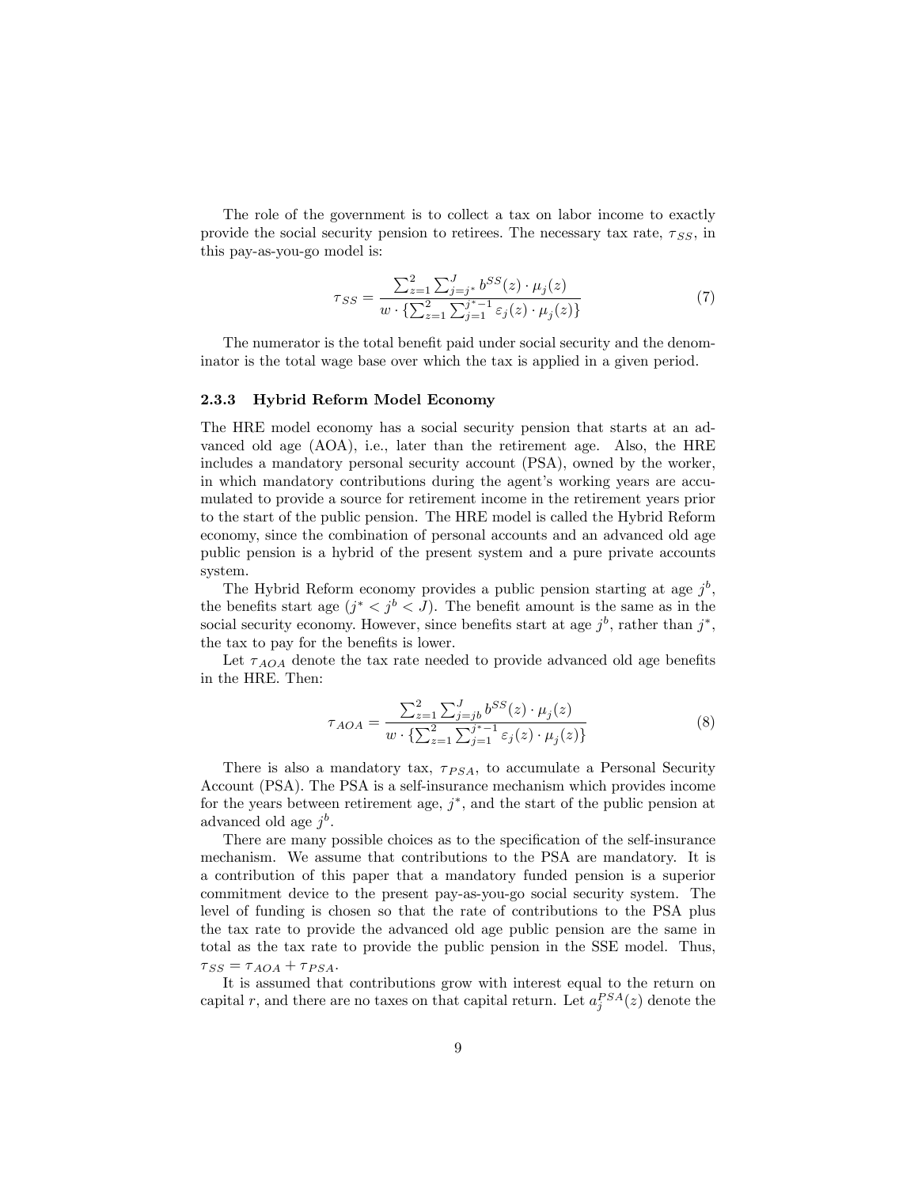The role of the government is to collect a tax on labor income to exactly provide the social security pension to retirees. The necessary tax rate, $\tau_{SS}$, in this pay-as-you-go model is:

$$\tau_{SS} = \frac{\sum_{z=1}^{2} \sum_{j=j^*}^{J} b^{SS}(z) \cdot \mu_j(z)}{w \cdot \{\sum_{z=1}^{2} \sum_{j=1}^{j^*-1} \varepsilon_j(z) \cdot \mu_j(z)\}} \tag{7}$$

The numerator is the total benefit paid under social security and the denominator is the total wage base over which the tax is applied in a given period.

### 2.3.3 Hybrid Reform Model Economy

The HRE model economy has a social security pension that starts at an advanced old age (AOA), i.e., later than the retirement age. Also, the HRE includes a mandatory personal security account (PSA), owned by the worker, in which mandatory contributions during the agent's working years are accumulated to provide a source for retirement income in the retirement years prior to the start of the public pension. The HRE model is called the Hybrid Reform economy, since the combination of personal accounts and an advanced old age public pension is a hybrid of the present system and a pure private accounts system.

The Hybrid Reform economy provides a public pension starting at age $j^b$, the benefits start age ($j^* < j^b < J$). The benefit amount is the same as in the social security economy. However, since benefits start at age $j^b$, rather than $j^*$, the tax to pay for the benefits is lower.

Let $\tau_{AOA}$ denote the tax rate needed to provide advanced old age benefits in the HRE. Then:

$$\tau_{AOA} = \frac{\sum_{z=1}^{2} \sum_{j=jb}^{J} b^{SS}(z) \cdot \mu_j(z)}{w \cdot \{\sum_{z=1}^{2} \sum_{j=1}^{j^*-1} \varepsilon_j(z) \cdot \mu_j(z)\}} \tag{8}$$

There is also a mandatory tax, $\tau_{PSA}$, to accumulate a Personal Security Account (PSA). The PSA is a self-insurance mechanism which provides income for the years between retirement age, $j^*$, and the start of the public pension at advanced old age $j^b$.

There are many possible choices as to the specification of the self-insurance mechanism. We assume that contributions to the PSA are mandatory. It is a contribution of this paper that a mandatory funded pension is a superior commitment device to the present pay-as-you-go social security system. The level of funding is chosen so that the rate of contributions to the PSA plus the tax rate to provide the advanced old age public pension are the same in total as the tax rate to provide the public pension in the SSE model. Thus, $\tau_{SS} = \tau_{AOA} + \tau_{PSA}$.

It is assumed that contributions grow with interest equal to the return on capital $r$, and there are no taxes on that capital return. Let $a_j^{PSA}(z)$ denote the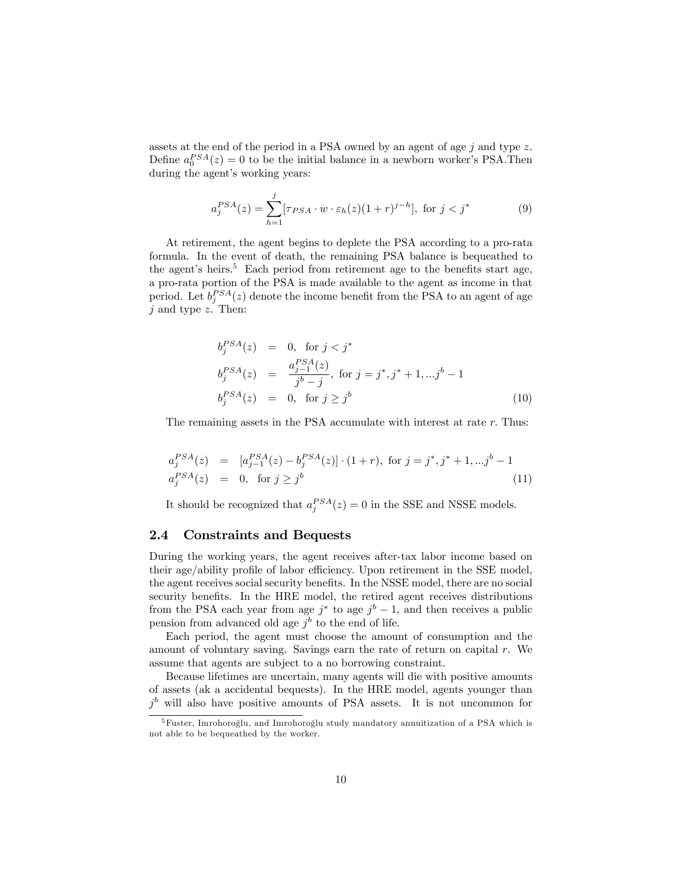assets at the end of the period in a PSA owned by an agent of age $j$ and type $z$. Define $a_0^{PSA}(z) = 0$ to be the initial balance in a newborn worker's PSA.Then during the agent's working years:

$$a_j^{PSA}(z) = \sum_{h=1}^{j} [\tau_{PSA} \cdot w \cdot \varepsilon_h(z)(1+r)^{j-h}], \text{ for } j < j^* \tag{9}$$

At retirement, the agent begins to deplete the PSA according to a pro-rata formula. In the event of death, the remaining PSA balance is bequeathed to the agent's heirs.[5] Each period from retirement age to the benefits start age, a pro-rata portion of the PSA is made available to the agent as income in that period. Let $b_j^{PSA}(z)$ denote the income benefit from the PSA to an agent of age $j$ and type $z$. Then:

$$\begin{aligned}
b_j^{PSA}(z) &= 0, \text{ for } j < j^* \\
b_j^{PSA}(z) &= \frac{a_{j-1}^{PSA}(z)}{j^b - j}, \text{ for } j = j^*, j^*+1, ...j^b - 1 \\
b_j^{PSA}(z) &= 0, \text{ for } j \geq j^b
\end{aligned} \tag{10}$$

The remaining assets in the PSA accumulate with interest at rate $r$. Thus:

$$\begin{aligned}
a_j^{PSA}(z) &= [a_{j-1}^{PSA}(z) - b_j^{PSA}(z)] \cdot (1+r), \text{ for } j = j^*, j^*+1, ...j^b - 1 \\
a_j^{PSA}(z) &= 0, \text{ for } j \geq j^b
\end{aligned} \tag{11}$$

It should be recognized that $a_j^{PSA}(z) = 0$ in the SSE and NSSE models.

## 2.4 Constraints and Bequests

During the working years, the agent receives after-tax labor income based on their age/ability profile of labor efficiency. Upon retirement in the SSE model, the agent receives social security benefits. In the NSSE model, there are no social security benefits. In the HRE model, the retired agent receives distributions from the PSA each year from age $j^*$ to age $j^b - 1$, and then receives a public pension from advanced old age $j^b$ to the end of life.

Each period, the agent must choose the amount of consumption and the amount of voluntary saving. Savings earn the rate of return on capital $r$. We assume that agents are subject to a no borrowing constraint.

Because lifetimes are uncertain, many agents will die with positive amounts of assets (ak a accidental bequests). In the HRE model, agents younger than $j^b$ will also have positive amounts of PSA assets. It is not uncommon for

[5] Fuster, Imrohoroğlu, and Imrohoroğlu study mandatory annuitization of a PSA which is not able to be bequeathed by the worker.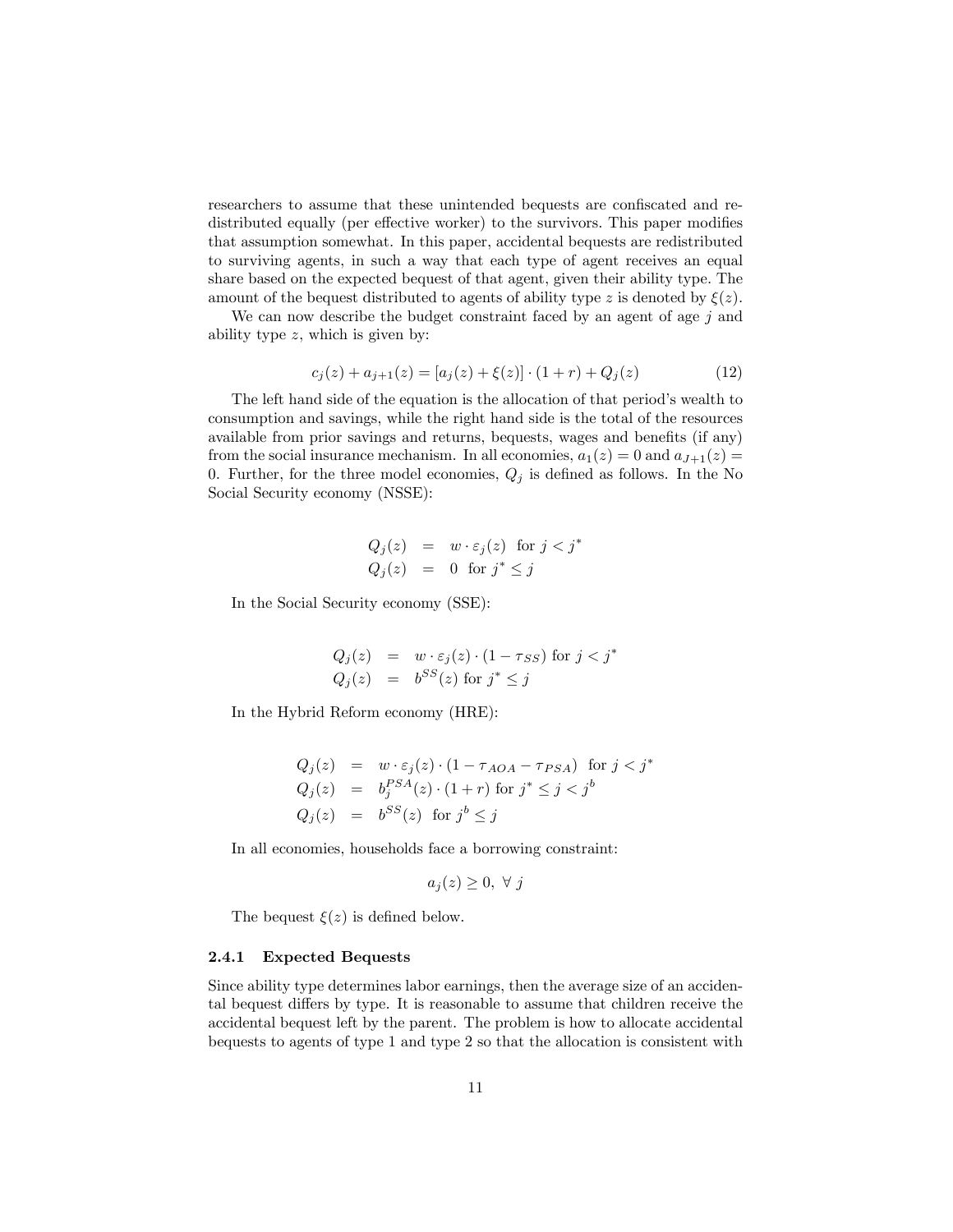researchers to assume that these unintended bequests are confiscated and redistributed equally (per effective worker) to the survivors. This paper modifies that assumption somewhat. In this paper, accidental bequests are redistributed to surviving agents, in such a way that each type of agent receives an equal share based on the expected bequest of that agent, given their ability type. The amount of the bequest distributed to agents of ability type $z$ is denoted by $\xi(z)$.

We can now describe the budget constraint faced by an agent of age $j$ and ability type $z$, which is given by:

$$c_j(z) + a_{j+1}(z) = [a_j(z) + \xi(z)] \cdot (1 + r) + Q_j(z) \tag{12}$$

The left hand side of the equation is the allocation of that period's wealth to consumption and savings, while the right hand side is the total of the resources available from prior savings and returns, bequests, wages and benefits (if any) from the social insurance mechanism. In all economies, $a_1(z) = 0$ and $a_{J+1}(z) = 0$. Further, for the three model economies, $Q_j$ is defined as follows. In the No Social Security economy (NSSE):

$$\begin{aligned} Q_j(z) &= w \cdot \varepsilon_j(z) \ \text{ for } j < j^* \\ Q_j(z) &= 0 \ \text{ for } j^* \leq j \end{aligned}$$

In the Social Security economy (SSE):

$$\begin{aligned} Q_j(z) &= w \cdot \varepsilon_j(z) \cdot (1 - \tau_{SS}) \text{ for } j < j^* \\ Q_j(z) &= b^{SS}(z) \text{ for } j^* \leq j \end{aligned}$$

In the Hybrid Reform economy (HRE):

$$\begin{aligned} Q_j(z) &= w \cdot \varepsilon_j(z) \cdot (1 - \tau_{AOA} - \tau_{PSA}) \ \text{ for } j < j^* \\ Q_j(z) &= b_j^{PSA}(z) \cdot (1 + r) \text{ for } j^* \leq j < j^b \\ Q_j(z) &= b^{SS}(z) \ \text{ for } j^b \leq j \end{aligned}$$

In all economies, households face a borrowing constraint:

$$a_j(z) \geq 0, \ \forall \ j$$

The bequest $\xi(z)$ is defined below.

### 2.4.1 Expected Bequests

Since ability type determines labor earnings, then the average size of an accidental bequest differs by type. It is reasonable to assume that children receive the accidental bequest left by the parent. The problem is how to allocate accidental bequests to agents of type 1 and type 2 so that the allocation is consistent with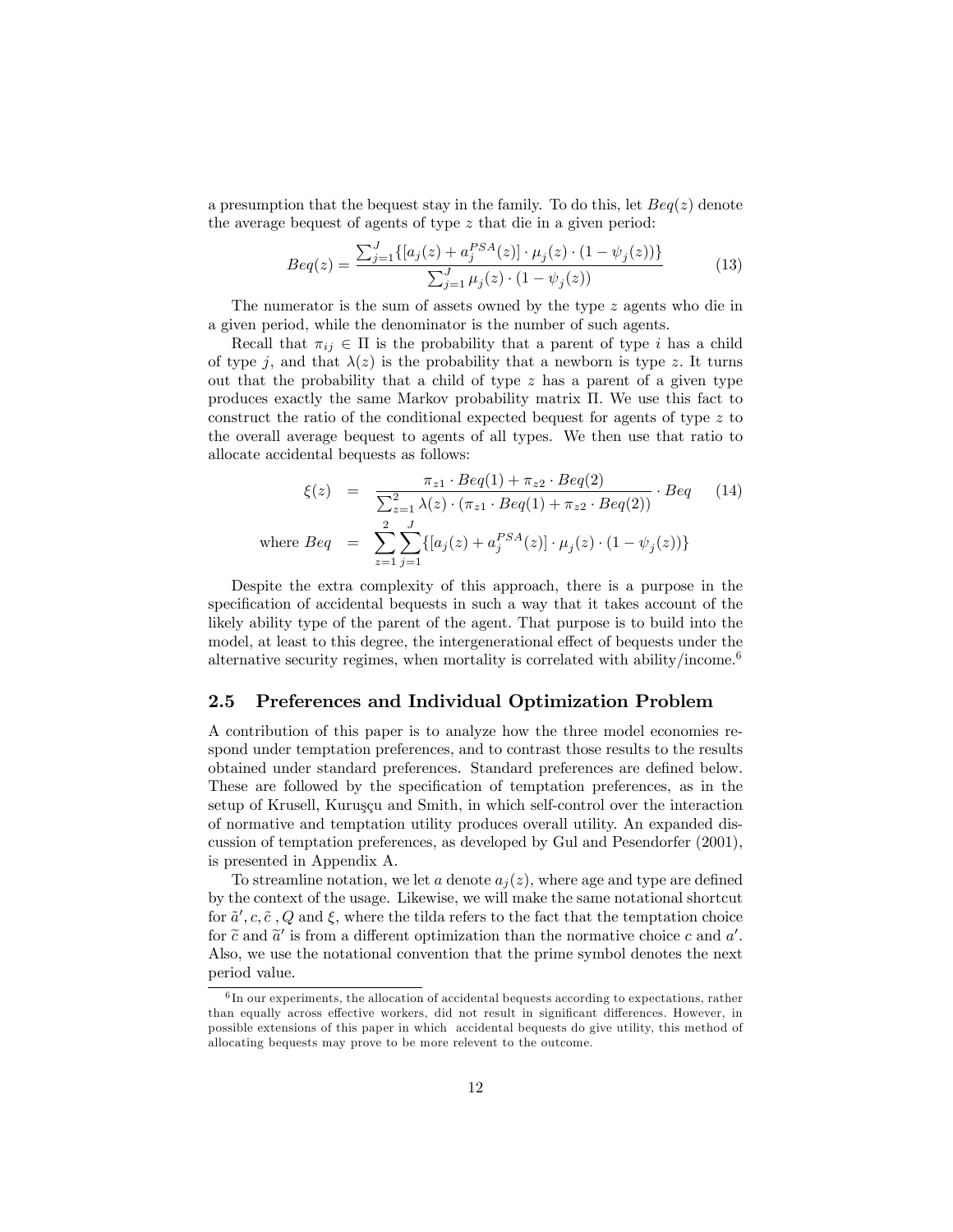a presumption that the bequest stay in the family. To do this, let $Beq(z)$ denote the average bequest of agents of type $z$ that die in a given period:

$$Beq(z) = \frac{\sum_{j=1}^{J}\{[a_j(z) + a_j^{PSA}(z)] \cdot \mu_j(z) \cdot (1 - \psi_j(z))\}}{\sum_{j=1}^{J} \mu_j(z) \cdot (1 - \psi_j(z))} \tag{13}$$

The numerator is the sum of assets owned by the type $z$ agents who die in a given period, while the denominator is the number of such agents.

Recall that $\pi_{ij} \in \Pi$ is the probability that a parent of type $i$ has a child of type $j$, and that $\lambda(z)$ is the probability that a newborn is type $z$. It turns out that the probability that a child of type $z$ has a parent of a given type produces exactly the same Markov probability matrix $\Pi$. We use this fact to construct the ratio of the conditional expected bequest for agents of type $z$ to the overall average bequest to agents of all types. We then use that ratio to allocate accidental bequests as follows:

$$\begin{aligned} \xi(z) &= \frac{\pi_{z1} \cdot Beq(1) + \pi_{z2} \cdot Beq(2)}{\sum_{z=1}^{2} \lambda(z) \cdot (\pi_{z1} \cdot Beq(1) + \pi_{z2} \cdot Beq(2))} \cdot Beq \qquad (14) \\ \text{where } Beq &= \sum_{z=1}^{2}\sum_{j=1}^{J}\{[a_j(z) + a_j^{PSA}(z)] \cdot \mu_j(z) \cdot (1 - \psi_j(z))\} \end{aligned}$$

Despite the extra complexity of this approach, there is a purpose in the specification of accidental bequests in such a way that it takes account of the likely ability type of the parent of the agent. That purpose is to build into the model, at least to this degree, the intergenerational effect of bequests under the alternative security regimes, when mortality is correlated with ability/income.[6]

## 2.5 Preferences and Individual Optimization Problem

A contribution of this paper is to analyze how the three model economies respond under temptation preferences, and to contrast those results to the results obtained under standard preferences. Standard preferences are defined below. These are followed by the specification of temptation preferences, as in the setup of Krusell, Kuruşçu and Smith, in which self-control over the interaction of normative and temptation utility produces overall utility. An expanded discussion of temptation preferences, as developed by Gul and Pesendorfer (2001), is presented in Appendix A.

To streamline notation, we let $a$ denote $a_j(z)$, where age and type are defined by the context of the usage. Likewise, we will make the same notational shortcut for $\tilde{a}', c, \tilde{c}$ , $Q$ and $\xi$, where the tilda refers to the fact that the temptation choice for $\tilde{c}$ and $\tilde{a}'$ is from a different optimization than the normative choice $c$ and $a'$. Also, we use the notational convention that the prime symbol denotes the next period value.

[6] In our experiments, the allocation of accidental bequests according to expectations, rather than equally across effective workers, did not result in significant differences. However, in possible extensions of this paper in which accidental bequests do give utility, this method of allocating bequests may prove to be more relevent to the outcome.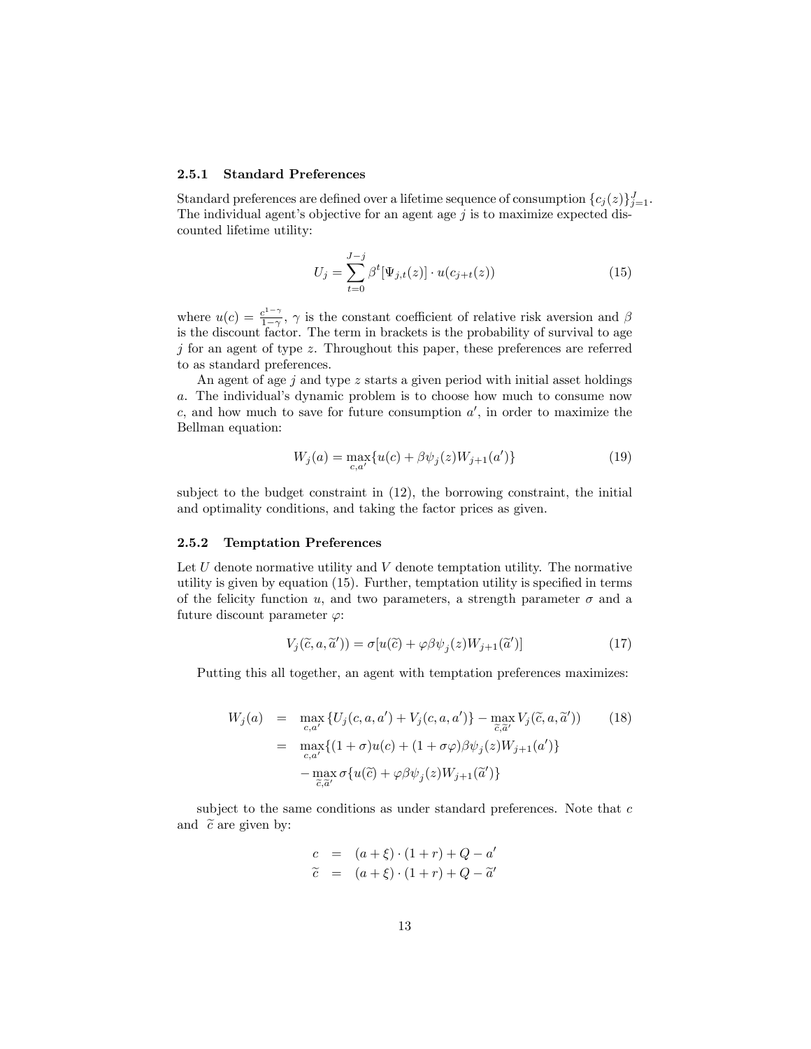### 2.5.1 Standard Preferences

Standard preferences are defined over a lifetime sequence of consumption $\{c_j(z)\}_{j=1}^{J}$. The individual agent's objective for an agent age $j$ is to maximize expected discounted lifetime utility:

$$U_j = \sum_{t=0}^{J-j} \beta^t [\Psi_{j,t}(z)] \cdot u(c_{j+t}(z)) \tag{15}$$

where $u(c) = \frac{c^{1-\gamma}}{1-\gamma}$, $\gamma$ is the constant coefficient of relative risk aversion and $\beta$ is the discount factor. The term in brackets is the probability of survival to age $j$ for an agent of type $z$. Throughout this paper, these preferences are referred to as standard preferences.

An agent of age $j$ and type $z$ starts a given period with initial asset holdings $a$. The individual's dynamic problem is to choose how much to consume now $c$, and how much to save for future consumption $a'$, in order to maximize the Bellman equation:

$$W_j(a) = \max_{c,a'} \{u(c) + \beta \psi_j(z) W_{j+1}(a')\} \tag{19}$$

subject to the budget constraint in (12), the borrowing constraint, the initial and optimality conditions, and taking the factor prices as given.

### 2.5.2 Temptation Preferences

Let $U$ denote normative utility and $V$ denote temptation utility. The normative utility is given by equation (15). Further, temptation utility is specified in terms of the felicity function $u$, and two parameters, a strength parameter $\sigma$ and a future discount parameter $\varphi$:

$$V_j(\widetilde{c}, a, \widetilde{a}')) = \sigma[u(\widetilde{c}) + \varphi\beta\psi_j(z)W_{j+1}(\widetilde{a}')] \tag{17}$$

Putting this all together, an agent with temptation preferences maximizes:

$$\begin{aligned} W_j(a) &= \max_{c,a'} \{U_j(c, a, a') + V_j(c, a, a')\} - \max_{\widetilde{c},\widetilde{a}'} V_j(\widetilde{c}, a, \widetilde{a}')) \qquad (18) \\ &= \max_{c,a'} \{(1+\sigma)u(c) + (1+\sigma\varphi)\beta\psi_j(z)W_{j+1}(a')\} \\ &\quad - \max_{\widetilde{c},\widetilde{a}'} \sigma\{u(\widetilde{c}) + \varphi\beta\psi_j(z)W_{j+1}(\widetilde{a}')\} \end{aligned}$$

subject to the same conditions as under standard preferences. Note that $c$ and $\widetilde{c}$ are given by:

$$\begin{aligned} c &= (a + \xi) \cdot (1 + r) + Q - a' \\ \widetilde{c} &= (a + \xi) \cdot (1 + r) + Q - \widetilde{a}' \end{aligned}$$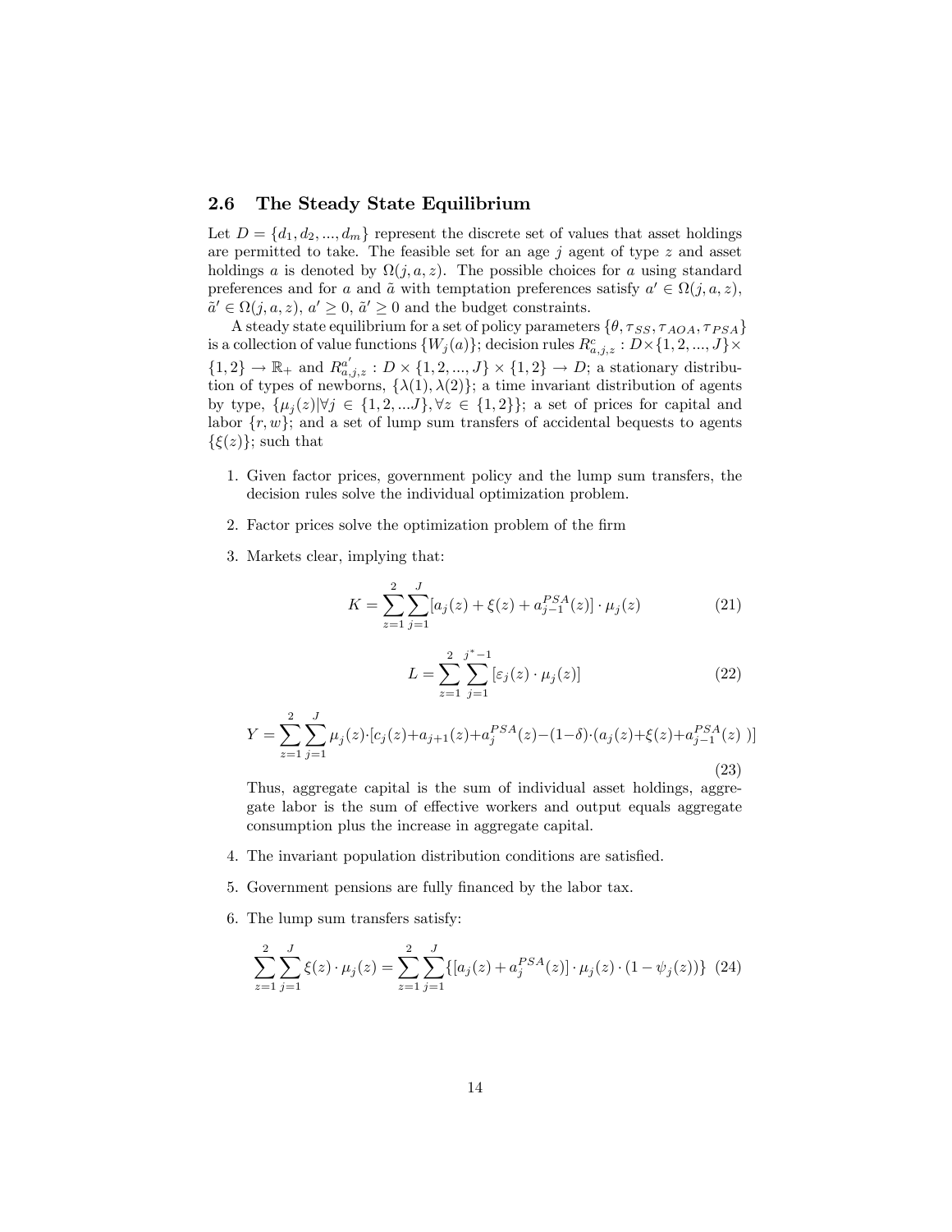## 2.6 The Steady State Equilibrium

Let $D = \{d_1, d_2, ..., d_m\}$ represent the discrete set of values that asset holdings are permitted to take. The feasible set for an age $j$ agent of type $z$ and asset holdings $a$ is denoted by $\Omega(j, a, z)$. The possible choices for $a$ using standard preferences and for $a$ and $\tilde{a}$ with temptation preferences satisfy $a' \in \Omega(j, a, z)$, $\tilde{a}' \in \Omega(j, a, z)$, $a' \geq 0$, $\tilde{a}' \geq 0$ and the budget constraints.

A steady state equilibrium for a set of policy parameters $\{\theta, \tau_{SS}, \tau_{AOA}, \tau_{PSA}\}$ is a collection of value functions $\{W_j(a)\}$; decision rules $R^c_{a,j,z} : D \times \{1, 2, ..., J\} \times \{1, 2\} \rightarrow \mathbb{R}_+$ and $R^{a'}_{a,j,z} : D \times \{1, 2, ..., J\} \times \{1, 2\} \rightarrow D$; a stationary distribution of types of newborns, $\{\lambda(1), \lambda(2)\}$; a time invariant distribution of agents by type, $\{\mu_j(z) | \forall j \in \{1, 2, ...J\}, \forall z \in \{1, 2\}\}$; a set of prices for capital and labor $\{r, w\}$; and a set of lump sum transfers of accidental bequests to agents $\{\xi(z)\}$; such that

1. Given factor prices, government policy and the lump sum transfers, the decision rules solve the individual optimization problem.
2. Factor prices solve the optimization problem of the firm
3. Markets clear, implying that:

$$K = \sum_{z=1}^{2} \sum_{j=1}^{J} [a_j(z) + \xi(z) + a^{PSA}_{j-1}(z)] \cdot \mu_j(z) \tag{21}$$

$$L = \sum_{z=1}^{2} \sum_{j=1}^{j^*-1} [\varepsilon_j(z) \cdot \mu_j(z)] \tag{22}$$

$$Y = \sum_{z=1}^{2} \sum_{j=1}^{J} \mu_j(z) \cdot [c_j(z) + a_{j+1}(z) + a^{PSA}_j(z) - (1-\delta) \cdot (a_j(z) + \xi(z) + a^{PSA}_{j-1}(z)\ )] \tag{23}$$

   Thus, aggregate capital is the sum of individual asset holdings, aggregate labor is the sum of effective workers and output equals aggregate consumption plus the increase in aggregate capital.

4. The invariant population distribution conditions are satisfied.
5. Government pensions are fully financed by the labor tax.
6. The lump sum transfers satisfy:

$$\sum_{z=1}^{2} \sum_{j=1}^{J} \xi(z) \cdot \mu_j(z) = \sum_{z=1}^{2} \sum_{j=1}^{J} \{[a_j(z) + a^{PSA}_j(z)] \cdot \mu_j(z) \cdot (1 - \psi_j(z))\} \tag{24}$$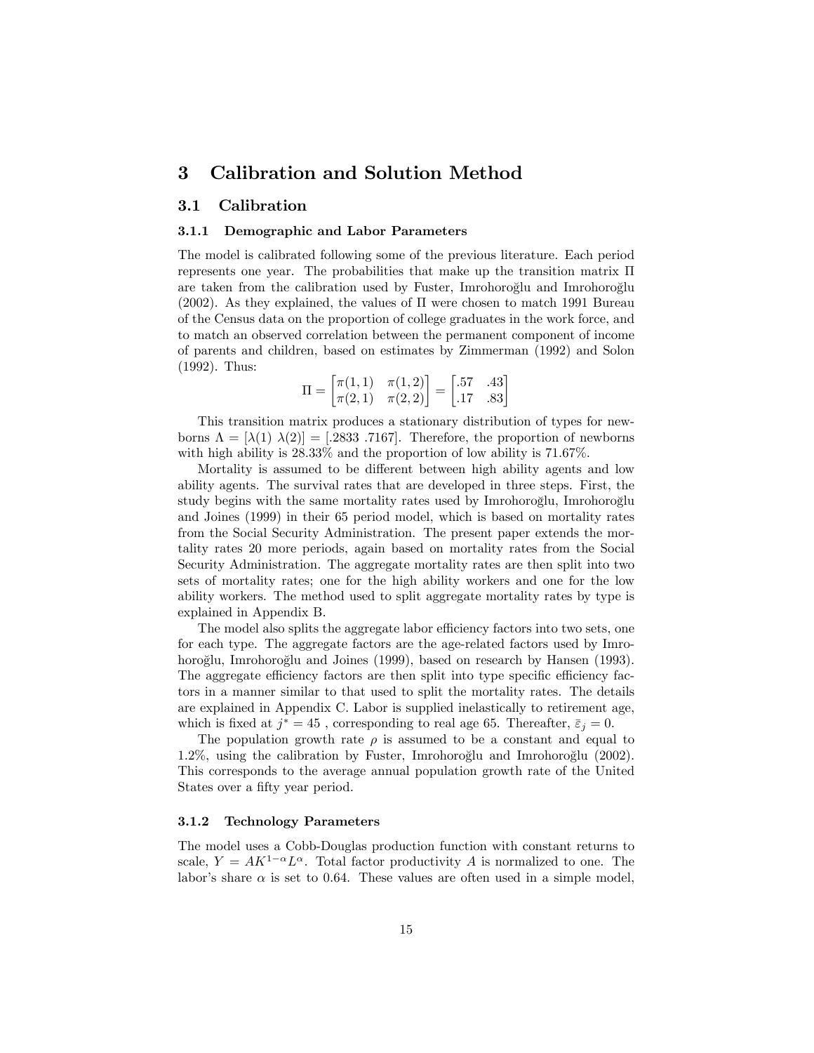# 3 Calibration and Solution Method

## 3.1 Calibration

### 3.1.1 Demographic and Labor Parameters

The model is calibrated following some of the previous literature. Each period represents one year. The probabilities that make up the transition matrix $\Pi$ are taken from the calibration used by Fuster, Imrohoroğlu and Imrohoroğlu (2002). As they explained, the values of $\Pi$ were chosen to match 1991 Bureau of the Census data on the proportion of college graduates in the work force, and to match an observed correlation between the permanent component of income of parents and children, based on estimates by Zimmerman (1992) and Solon (1992). Thus:

$$\Pi = \begin{bmatrix} \pi(1,1) & \pi(1,2) \\ \pi(2,1) & \pi(2,2) \end{bmatrix} = \begin{bmatrix} .57 & .43 \\ .17 & .83 \end{bmatrix}$$

This transition matrix produces a stationary distribution of types for newborns $\Lambda = [\lambda(1)\ \lambda(2)] = [.2833\ .7167]$. Therefore, the proportion of newborns with high ability is 28.33% and the proportion of low ability is 71.67%.

Mortality is assumed to be different between high ability agents and low ability agents. The survival rates that are developed in three steps. First, the study begins with the same mortality rates used by Imrohoroğlu, Imrohoroğlu and Joines (1999) in their 65 period model, which is based on mortality rates from the Social Security Administration. The present paper extends the mortality rates 20 more periods, again based on mortality rates from the Social Security Administration. The aggregate mortality rates are then split into two sets of mortality rates; one for the high ability workers and one for the low ability workers. The method used to split aggregate mortality rates by type is explained in Appendix B.

The model also splits the aggregate labor efficiency factors into two sets, one for each type. The aggregate factors are the age-related factors used by Imrohoroğlu, Imrohoroğlu and Joines (1999), based on research by Hansen (1993). The aggregate efficiency factors are then split into type specific efficiency factors in a manner similar to that used to split the mortality rates. The details are explained in Appendix C. Labor is supplied inelastically to retirement age, which is fixed at $j^* = 45$ , corresponding to real age 65. Thereafter, $\bar{\varepsilon}_j = 0$.

The population growth rate $\rho$ is assumed to be a constant and equal to 1.2%, using the calibration by Fuster, Imrohoroğlu and Imrohoroğlu (2002). This corresponds to the average annual population growth rate of the United States over a fifty year period.

### 3.1.2 Technology Parameters

The model uses a Cobb-Douglas production function with constant returns to scale, $Y = AK^{1-\alpha}L^{\alpha}$. Total factor productivity $A$ is normalized to one. The labor's share $\alpha$ is set to 0.64. These values are often used in a simple model,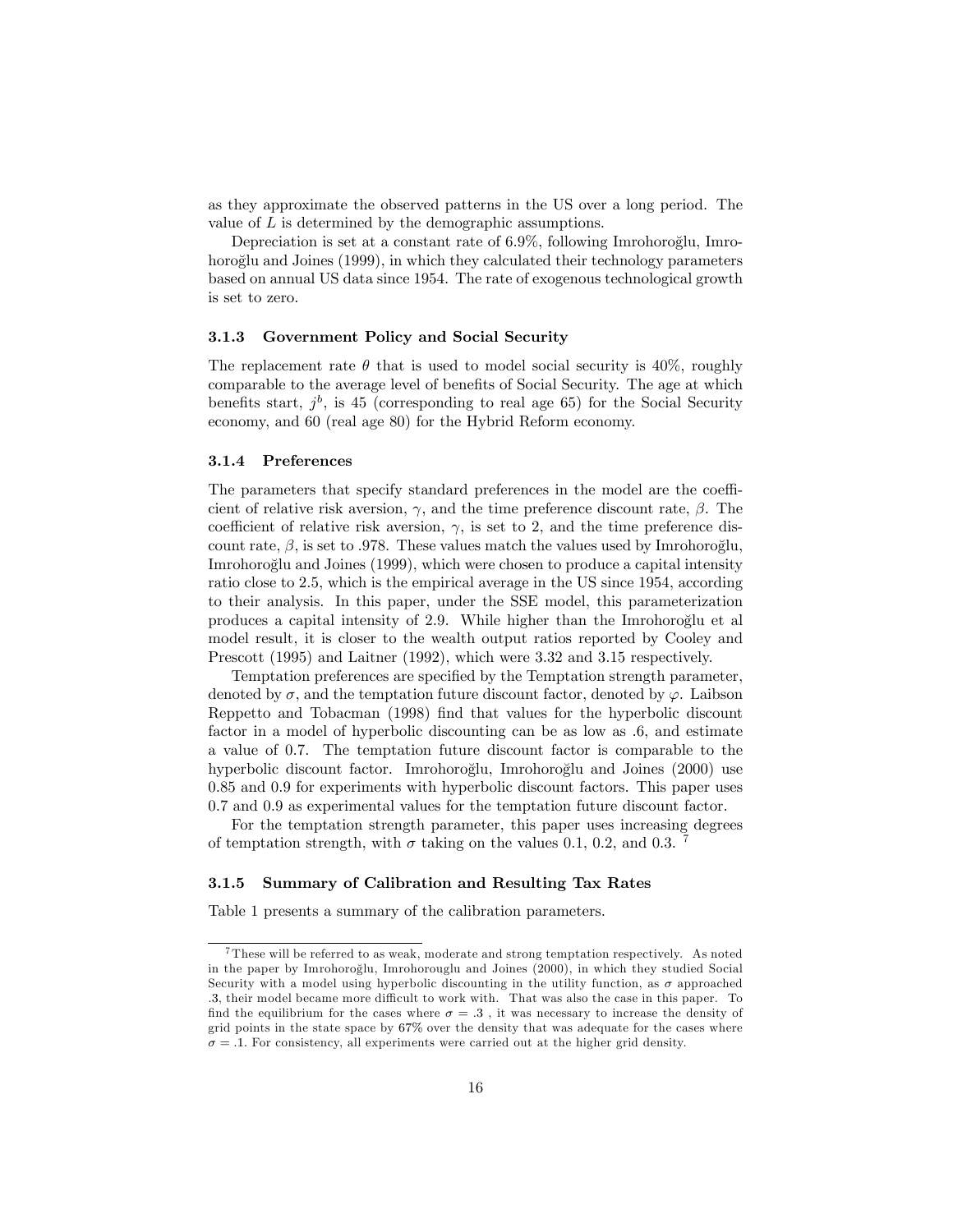as they approximate the observed patterns in the US over a long period. The value of $L$ is determined by the demographic assumptions.

Depreciation is set at a constant rate of 6.9%, following Imrohoroğlu, Imrohoroğlu and Joines (1999), in which they calculated their technology parameters based on annual US data since 1954. The rate of exogenous technological growth is set to zero.

#### 3.1.3 Government Policy and Social Security

The replacement rate $\theta$ that is used to model social security is 40%, roughly comparable to the average level of benefits of Social Security. The age at which benefits start, $j^b$, is 45 (corresponding to real age 65) for the Social Security economy, and 60 (real age 80) for the Hybrid Reform economy.

#### 3.1.4 Preferences

The parameters that specify standard preferences in the model are the coefficient of relative risk aversion, $\gamma$, and the time preference discount rate, $\beta$. The coefficient of relative risk aversion, $\gamma$, is set to 2, and the time preference discount rate, $\beta$, is set to .978. These values match the values used by Imrohoroğlu, Imrohoroğlu and Joines (1999), which were chosen to produce a capital intensity ratio close to 2.5, which is the empirical average in the US since 1954, according to their analysis. In this paper, under the SSE model, this parameterization produces a capital intensity of 2.9. While higher than the Imrohoroğlu et al model result, it is closer to the wealth output ratios reported by Cooley and Prescott (1995) and Laitner (1992), which were 3.32 and 3.15 respectively.

Temptation preferences are specified by the Temptation strength parameter, denoted by $\sigma$, and the temptation future discount factor, denoted by $\varphi$. Laibson Reppetto and Tobacman (1998) find that values for the hyperbolic discount factor in a model of hyperbolic discounting can be as low as .6, and estimate a value of 0.7. The temptation future discount factor is comparable to the hyperbolic discount factor. Imrohoroğlu, Imrohoroğlu and Joines (2000) use 0.85 and 0.9 for experiments with hyperbolic discount factors. This paper uses 0.7 and 0.9 as experimental values for the temptation future discount factor.

For the temptation strength parameter, this paper uses increasing degrees of temptation strength, with $\sigma$ taking on the values 0.1, 0.2, and 0.3. [7]

#### 3.1.5 Summary of Calibration and Resulting Tax Rates

Table 1 presents a summary of the calibration parameters.

---

[7] These will be referred to as weak, moderate and strong temptation respectively. As noted in the paper by Imrohoroğlu, Imrohorouglu and Joines (2000), in which they studied Social Security with a model using hyperbolic discounting in the utility function, as $\sigma$ approached .3, their model became more difficult to work with. That was also the case in this paper. To find the equilibrium for the cases where $\sigma = .3$ , it was necessary to increase the density of grid points in the state space by 67% over the density that was adequate for the cases where $\sigma = .1$. For consistency, all experiments were carried out at the higher grid density.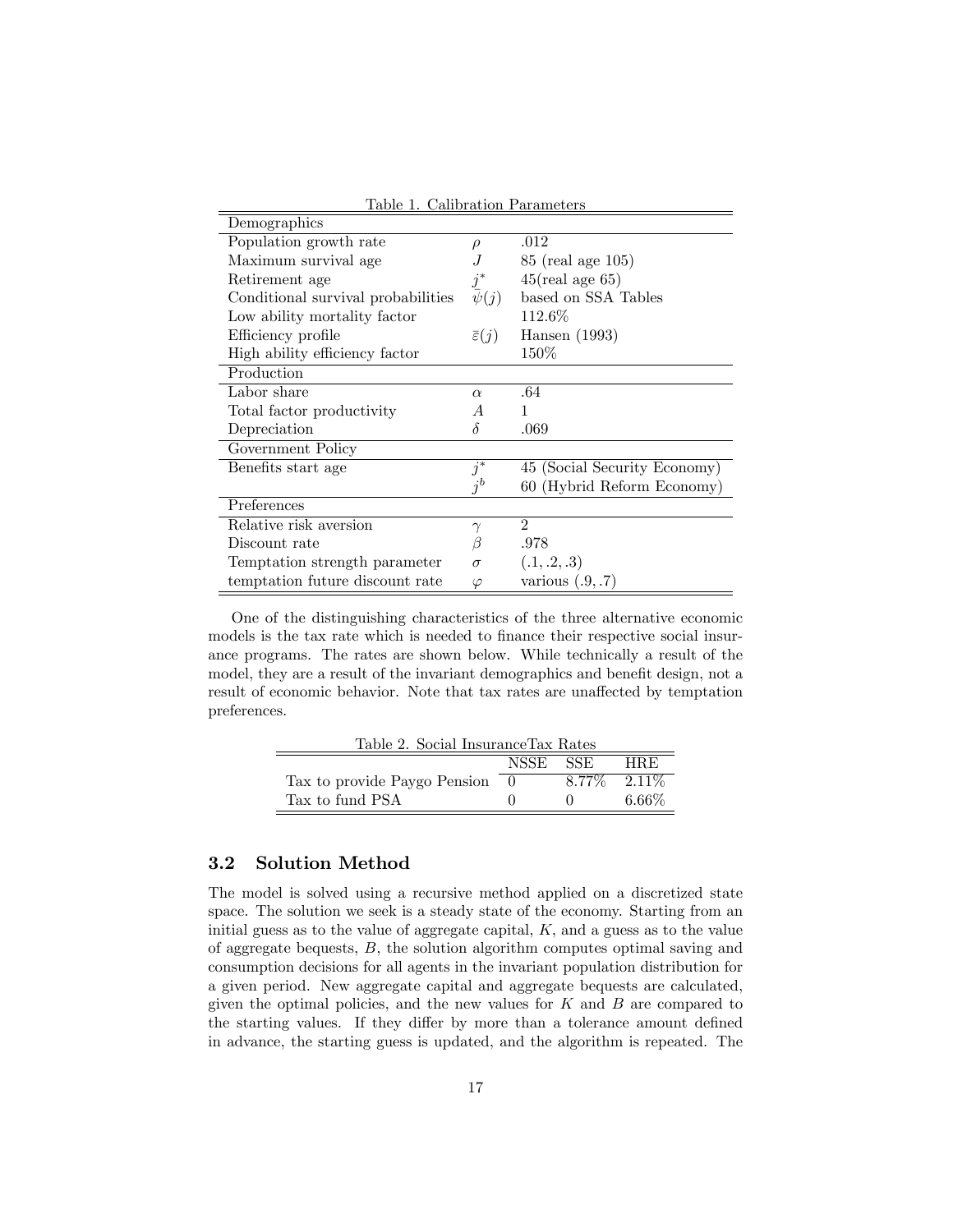Table 1. Calibration Parameters

| | | |
|---|---|---|
| Demographics | | |
| Population growth rate | $\rho$ | .012 |
| Maximum survival age | $J$ | 85 (real age 105) |
| Retirement age | $j^*$ | 45(real age 65) |
| Conditional survival probabilities | $\bar{\psi}(j)$ | based on SSA Tables |
| Low ability mortality factor | | 112.6% |
| Efficiency profile | $\bar{\varepsilon}(j)$ | Hansen (1993) |
| High ability efficiency factor | | 150% |
| Production | | |
| Labor share | $\alpha$ | .64 |
| Total factor productivity | $A$ | 1 |
| Depreciation | $\delta$ | .069 |
| Government Policy | | |
| Benefits start age | $j^*$ | 45 (Social Security Economy) |
| | $j^b$ | 60 (Hybrid Reform Economy) |
| Preferences | | |
| Relative risk aversion | $\gamma$ | 2 |
| Discount rate | $\beta$ | .978 |
| Temptation strength parameter | $\sigma$ | (.1, .2, .3) |
| temptation future discount rate | $\varphi$ | various (.9, .7) |

One of the distinguishing characteristics of the three alternative economic models is the tax rate which is needed to finance their respective social insurance programs. The rates are shown below. While technically a result of the model, they are a result of the invariant demographics and benefit design, not a result of economic behavior. Note that tax rates are unaffected by temptation preferences.

Table 2. Social InsuranceTax Rates

| | NSSE | SSE | HRE |
|---|---|---|---|
| Tax to provide Paygo Pension | 0 | 8.77% | 2.11% |
| Tax to fund PSA | 0 | 0 | 6.66% |

## 3.2 Solution Method

The model is solved using a recursive method applied on a discretized state space. The solution we seek is a steady state of the economy. Starting from an initial guess as to the value of aggregate capital, $K$, and a guess as to the value of aggregate bequests, $B$, the solution algorithm computes optimal saving and consumption decisions for all agents in the invariant population distribution for a given period. New aggregate capital and aggregate bequests are calculated, given the optimal policies, and the new values for $K$ and $B$ are compared to the starting values. If they differ by more than a tolerance amount defined in advance, the starting guess is updated, and the algorithm is repeated. The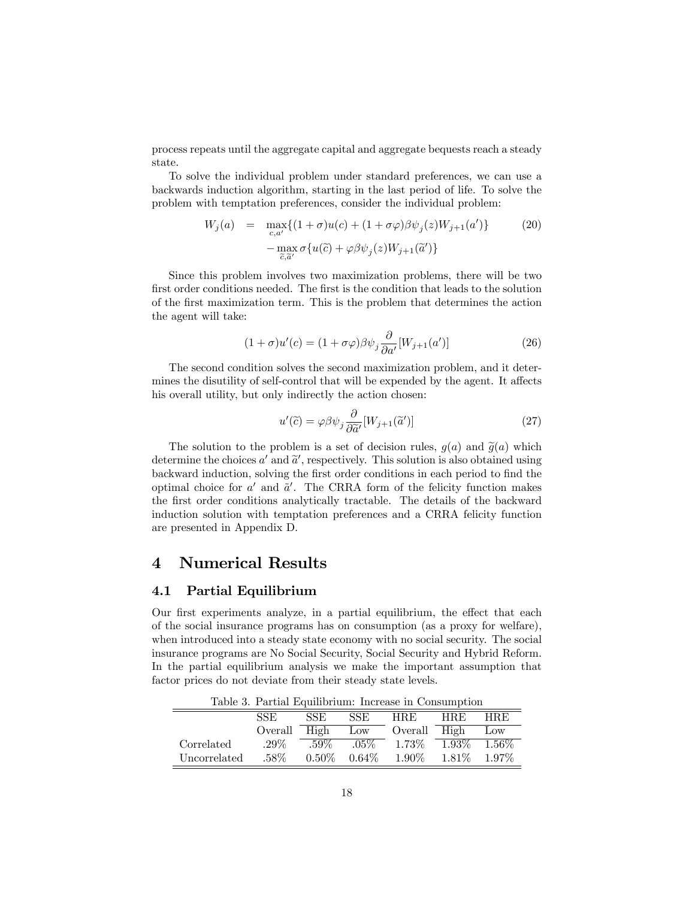process repeats until the aggregate capital and aggregate bequests reach a steady state.

To solve the individual problem under standard preferences, we can use a backwards induction algorithm, starting in the last period of life. To solve the problem with temptation preferences, consider the individual problem:

$$
\begin{aligned}
W_j(a) &= \max_{c,a'}\{(1+\sigma)u(c) + (1+\sigma\varphi)\beta\psi_j(z)W_{j+1}(a')\} \qquad (20) \\
&\quad - \max_{\widetilde{c},\widetilde{a}'} \sigma\{u(\widetilde{c}) + \varphi\beta\psi_j(z)W_{j+1}(\widetilde{a}')\}
\end{aligned}
$$

Since this problem involves two maximization problems, there will be two first order conditions needed. The first is the condition that leads to the solution of the first maximization term. This is the problem that determines the action the agent will take:

$$
(1+\sigma)u'(c) = (1+\sigma\varphi)\beta\psi_j\frac{\partial}{\partial a'}[W_{j+1}(a')] \qquad (26)
$$

The second condition solves the second maximization problem, and it determines the disutility of self-control that will be expended by the agent. It affects his overall utility, but only indirectly the action chosen:

$$
u'(\widetilde{c}) = \varphi\beta\psi_j\frac{\partial}{\partial \widetilde{a}'}[W_{j+1}(\widetilde{a}')] \qquad (27)
$$

The solution to the problem is a set of decision rules, $g(a)$ and $\widetilde{g}(a)$ which determine the choices $a'$ and $\widetilde{a}'$, respectively. This solution is also obtained using backward induction, solving the first order conditions in each period to find the optimal choice for $a'$ and $\tilde{a}'$. The CRRA form of the felicity function makes the first order conditions analytically tractable. The details of the backward induction solution with temptation preferences and a CRRA felicity function are presented in Appendix D.

# 4 Numerical Results

## 4.1 Partial Equilibrium

Our first experiments analyze, in a partial equilibrium, the effect that each of the social insurance programs has on consumption (as a proxy for welfare), when introduced into a steady state economy with no social security. The social insurance programs are No Social Security, Social Security and Hybrid Reform. In the partial equilibrium analysis we make the important assumption that factor prices do not deviate from their steady state levels.

Table 3. Partial Equilibrium: Increase in Consumption

| | SSE | SSE | SSE | HRE | HRE | HRE |
|---|---|---|---|---|---|---|
| | Overall | High | Low | Overall | High | Low |
| Correlated | .29% | .59% | .05% | 1.73% | 1.93% | 1.56% |
| Uncorrelated | .58% | 0.50% | 0.64% | 1.90% | 1.81% | 1.97% |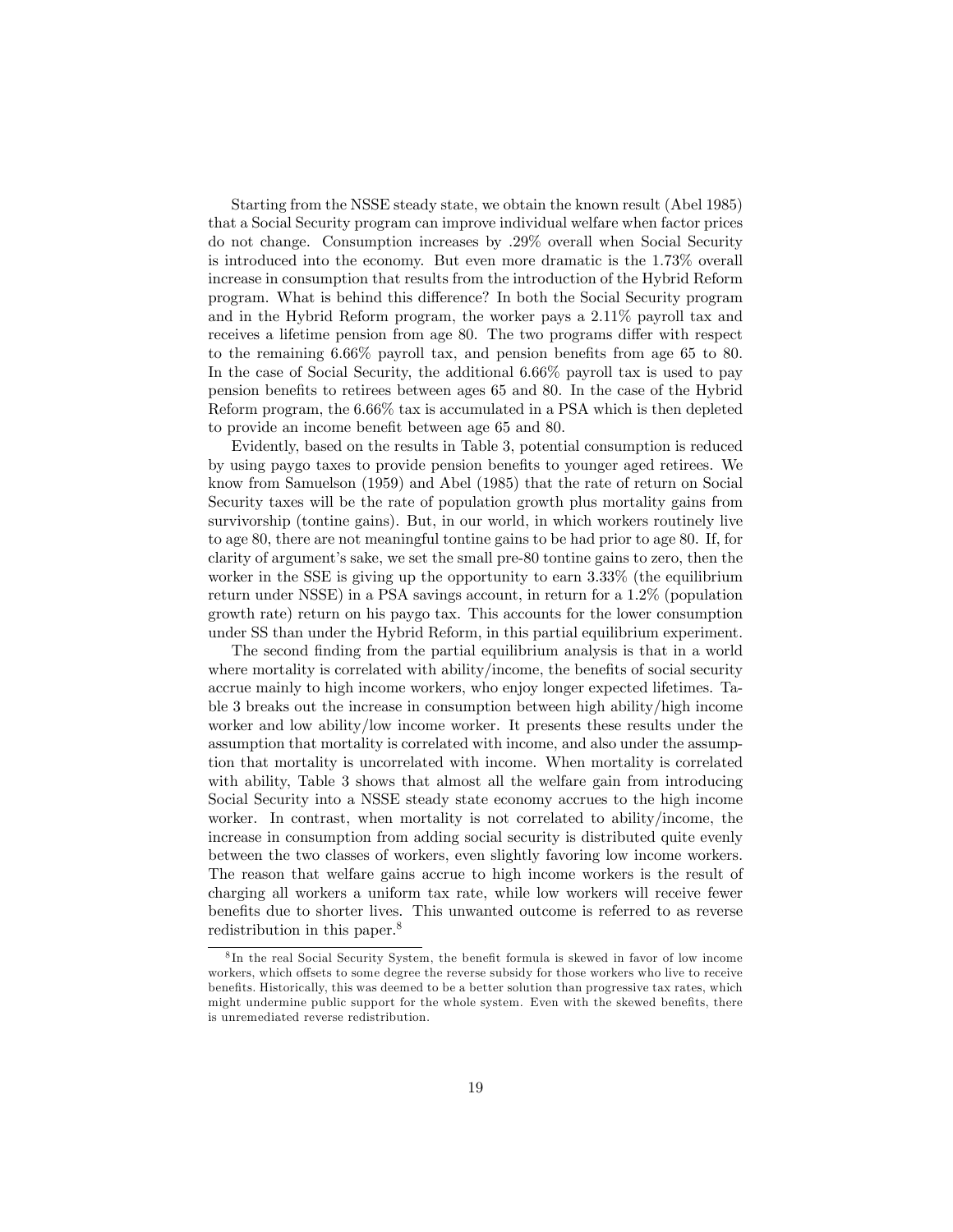Starting from the NSSE steady state, we obtain the known result (Abel 1985) that a Social Security program can improve individual welfare when factor prices do not change. Consumption increases by .29% overall when Social Security is introduced into the economy. But even more dramatic is the 1.73% overall increase in consumption that results from the introduction of the Hybrid Reform program. What is behind this difference? In both the Social Security program and in the Hybrid Reform program, the worker pays a 2.11% payroll tax and receives a lifetime pension from age 80. The two programs differ with respect to the remaining 6.66% payroll tax, and pension benefits from age 65 to 80. In the case of Social Security, the additional 6.66% payroll tax is used to pay pension benefits to retirees between ages 65 and 80. In the case of the Hybrid Reform program, the 6.66% tax is accumulated in a PSA which is then depleted to provide an income benefit between age 65 and 80.

Evidently, based on the results in Table 3, potential consumption is reduced by using paygo taxes to provide pension benefits to younger aged retirees. We know from Samuelson (1959) and Abel (1985) that the rate of return on Social Security taxes will be the rate of population growth plus mortality gains from survivorship (tontine gains). But, in our world, in which workers routinely live to age 80, there are not meaningful tontine gains to be had prior to age 80. If, for clarity of argument's sake, we set the small pre-80 tontine gains to zero, then the worker in the SSE is giving up the opportunity to earn 3.33% (the equilibrium return under NSSE) in a PSA savings account, in return for a 1.2% (population growth rate) return on his paygo tax. This accounts for the lower consumption under SS than under the Hybrid Reform, in this partial equilibrium experiment.

The second finding from the partial equilibrium analysis is that in a world where mortality is correlated with ability/income, the benefits of social security accrue mainly to high income workers, who enjoy longer expected lifetimes. Table 3 breaks out the increase in consumption between high ability/high income worker and low ability/low income worker. It presents these results under the assumption that mortality is correlated with income, and also under the assumption that mortality is uncorrelated with income. When mortality is correlated with ability, Table 3 shows that almost all the welfare gain from introducing Social Security into a NSSE steady state economy accrues to the high income worker. In contrast, when mortality is not correlated to ability/income, the increase in consumption from adding social security is distributed quite evenly between the two classes of workers, even slightly favoring low income workers. The reason that welfare gains accrue to high income workers is the result of charging all workers a uniform tax rate, while low workers will receive fewer benefits due to shorter lives. This unwanted outcome is referred to as reverse redistribution in this paper.[8]

[8] In the real Social Security System, the benefit formula is skewed in favor of low income workers, which offsets to some degree the reverse subsidy for those workers who live to receive benefits. Historically, this was deemed to be a better solution than progressive tax rates, which might undermine public support for the whole system. Even with the skewed benefits, there is unremediated reverse redistribution.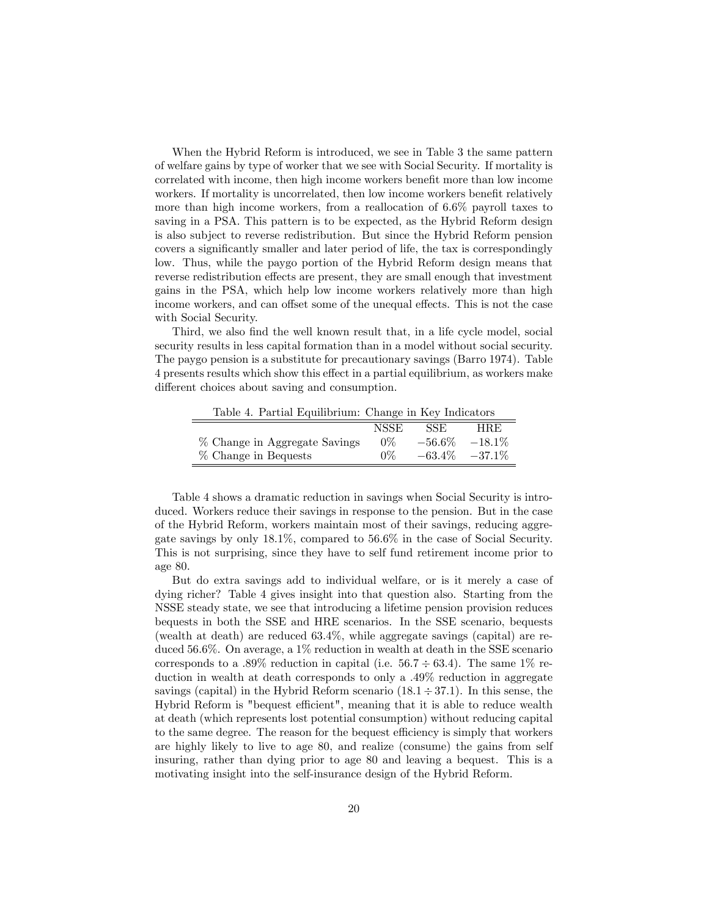When the Hybrid Reform is introduced, we see in Table 3 the same pattern of welfare gains by type of worker that we see with Social Security. If mortality is correlated with income, then high income workers benefit more than low income workers. If mortality is uncorrelated, then low income workers benefit relatively more than high income workers, from a reallocation of 6.6% payroll taxes to saving in a PSA. This pattern is to be expected, as the Hybrid Reform design is also subject to reverse redistribution. But since the Hybrid Reform pension covers a significantly smaller and later period of life, the tax is correspondingly low. Thus, while the paygo portion of the Hybrid Reform design means that reverse redistribution effects are present, they are small enough that investment gains in the PSA, which help low income workers relatively more than high income workers, and can offset some of the unequal effects. This is not the case with Social Security.

Third, we also find the well known result that, in a life cycle model, social security results in less capital formation than in a model without social security. The paygo pension is a substitute for precautionary savings (Barro 1974). Table 4 presents results which show this effect in a partial equilibrium, as workers make different choices about saving and consumption.

Table 4. Partial Equilibrium: Change in Key Indicators

| | NSSE | SSE | HRE |
|---|---|---|---|
| % Change in Aggregate Savings | 0% | $-56.6\%$ | $-18.1\%$ |
| % Change in Bequests | 0% | $-63.4\%$ | $-37.1\%$ |

Table 4 shows a dramatic reduction in savings when Social Security is introduced. Workers reduce their savings in response to the pension. But in the case of the Hybrid Reform, workers maintain most of their savings, reducing aggregate savings by only 18.1%, compared to 56.6% in the case of Social Security. This is not surprising, since they have to self fund retirement income prior to age 80.

But do extra savings add to individual welfare, or is it merely a case of dying richer? Table 4 gives insight into that question also. Starting from the NSSE steady state, we see that introducing a lifetime pension provision reduces bequests in both the SSE and HRE scenarios. In the SSE scenario, bequests (wealth at death) are reduced 63.4%, while aggregate savings (capital) are reduced 56.6%. On average, a 1% reduction in wealth at death in the SSE scenario corresponds to a .89% reduction in capital (i.e. $56.7 \div 63.4$). The same 1% reduction in wealth at death corresponds to only a .49% reduction in aggregate savings (capital) in the Hybrid Reform scenario ($18.1 \div 37.1$). In this sense, the Hybrid Reform is "bequest efficient", meaning that it is able to reduce wealth at death (which represents lost potential consumption) without reducing capital to the same degree. The reason for the bequest efficiency is simply that workers are highly likely to live to age 80, and realize (consume) the gains from self insuring, rather than dying prior to age 80 and leaving a bequest. This is a motivating insight into the self-insurance design of the Hybrid Reform.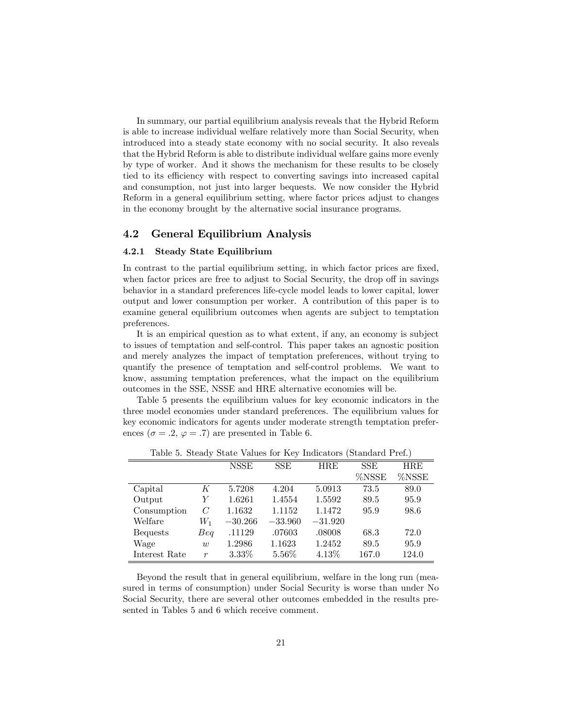In summary, our partial equilibrium analysis reveals that the Hybrid Reform is able to increase individual welfare relatively more than Social Security, when introduced into a steady state economy with no social security. It also reveals that the Hybrid Reform is able to distribute individual welfare gains more evenly by type of worker. And it shows the mechanism for these results to be closely tied to its efficiency with respect to converting savings into increased capital and consumption, not just into larger bequests. We now consider the Hybrid Reform in a general equilibrium setting, where factor prices adjust to changes in the economy brought by the alternative social insurance programs.

## 4.2 General Equilibrium Analysis

### 4.2.1 Steady State Equilibrium

In contrast to the partial equilibrium setting, in which factor prices are fixed, when factor prices are free to adjust to Social Security, the drop off in savings behavior in a standard preferences life-cycle model leads to lower capital, lower output and lower consumption per worker. A contribution of this paper is to examine general equilibrium outcomes when agents are subject to temptation preferences.

It is an empirical question as to what extent, if any, an economy is subject to issues of temptation and self-control. This paper takes an agnostic position and merely analyzes the impact of temptation preferences, without trying to quantify the presence of temptation and self-control problems. We want to know, assuming temptation preferences, what the impact on the equilibrium outcomes in the SSE, NSSE and HRE alternative economies will be.

Table 5 presents the equilibrium values for key economic indicators in the three model economies under standard preferences. The equilibrium values for key economic indicators for agents under moderate strength temptation preferences ($\sigma = .2$, $\varphi = .7$) are presented in Table 6.

Table 5. Steady State Values for Key Indicators (Standard Pref.)

| | | NSSE | SSE | HRE | SSE %NSSE | HRE %NSSE |
|---|---|---|---|---|---|---|
| Capital | $K$ | 5.7208 | 4.204 | 5.0913 | 73.5 | 89.0 |
| Output | $Y$ | 1.6261 | 1.4554 | 1.5592 | 89.5 | 95.9 |
| Consumption | $C$ | 1.1632 | 1.1152 | 1.1472 | 95.9 | 98.6 |
| Welfare | $W_1$ | $-30.266$ | $-33.960$ | $-31.920$ | | |
| Bequests | $Beq$ | .11129 | .07603 | .08008 | 68.3 | 72.0 |
| Wage | $w$ | 1.2986 | 1.1623 | 1.2452 | 89.5 | 95.9 |
| Interest Rate | $r$ | 3.33% | 5.56% | 4.13% | 167.0 | 124.0 |

Beyond the result that in general equilibrium, welfare in the long run (measured in terms of consumption) under Social Security is worse than under No Social Security, there are several other outcomes embedded in the results presented in Tables 5 and 6 which receive comment.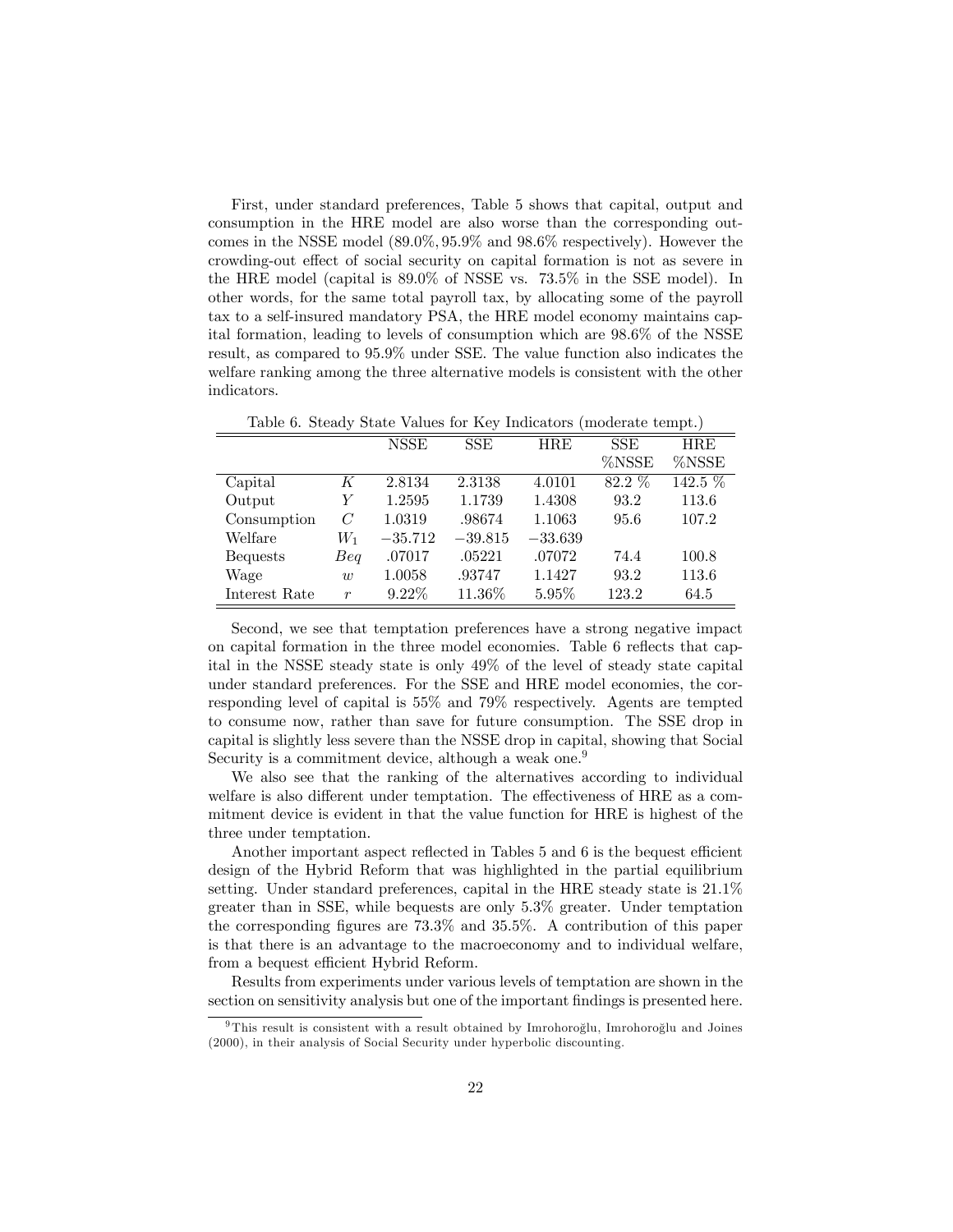First, under standard preferences, Table 5 shows that capital, output and consumption in the HRE model are also worse than the corresponding outcomes in the NSSE model (89.0%, 95.9% and 98.6% respectively). However the crowding-out effect of social security on capital formation is not as severe in the HRE model (capital is 89.0% of NSSE vs. 73.5% in the SSE model). In other words, for the same total payroll tax, by allocating some of the payroll tax to a self-insured mandatory PSA, the HRE model economy maintains capital formation, leading to levels of consumption which are 98.6% of the NSSE result, as compared to 95.9% under SSE. The value function also indicates the welfare ranking among the three alternative models is consistent with the other indicators.

Table 6. Steady State Values for Key Indicators (moderate tempt.)

| | | NSSE | SSE | HRE | SSE %NSSE | HRE %NSSE |
|---|---|---|---|---|---|---|
| Capital | $K$ | 2.8134 | 2.3138 | 4.0101 | 82.2 % | 142.5 % |
| Output | $Y$ | 1.2595 | 1.1739 | 1.4308 | 93.2 | 113.6 |
| Consumption | $C$ | 1.0319 | .98674 | 1.1063 | 95.6 | 107.2 |
| Welfare | $W_1$ | $-35.712$ | $-39.815$ | $-33.639$ | | |
| Bequests | $Beq$ | .07017 | .05221 | .07072 | 74.4 | 100.8 |
| Wage | $w$ | 1.0058 | .93747 | 1.1427 | 93.2 | 113.6 |
| Interest Rate | $r$ | 9.22% | 11.36% | 5.95% | 123.2 | 64.5 |

Second, we see that temptation preferences have a strong negative impact on capital formation in the three model economies. Table 6 reflects that capital in the NSSE steady state is only 49% of the level of steady state capital under standard preferences. For the SSE and HRE model economies, the corresponding level of capital is 55% and 79% respectively. Agents are tempted to consume now, rather than save for future consumption. The SSE drop in capital is slightly less severe than the NSSE drop in capital, showing that Social Security is a commitment device, although a weak one.[9]

We also see that the ranking of the alternatives according to individual welfare is also different under temptation. The effectiveness of HRE as a commitment device is evident in that the value function for HRE is highest of the three under temptation.

Another important aspect reflected in Tables 5 and 6 is the bequest efficient design of the Hybrid Reform that was highlighted in the partial equilibrium setting. Under standard preferences, capital in the HRE steady state is 21.1% greater than in SSE, while bequests are only 5.3% greater. Under temptation the corresponding figures are 73.3% and 35.5%. A contribution of this paper is that there is an advantage to the macroeconomy and to individual welfare, from a bequest efficient Hybrid Reform.

Results from experiments under various levels of temptation are shown in the section on sensitivity analysis but one of the important findings is presented here.

[9] This result is consistent with a result obtained by Imrohoroğlu, Imrohoroğlu and Joines (2000), in their analysis of Social Security under hyperbolic discounting.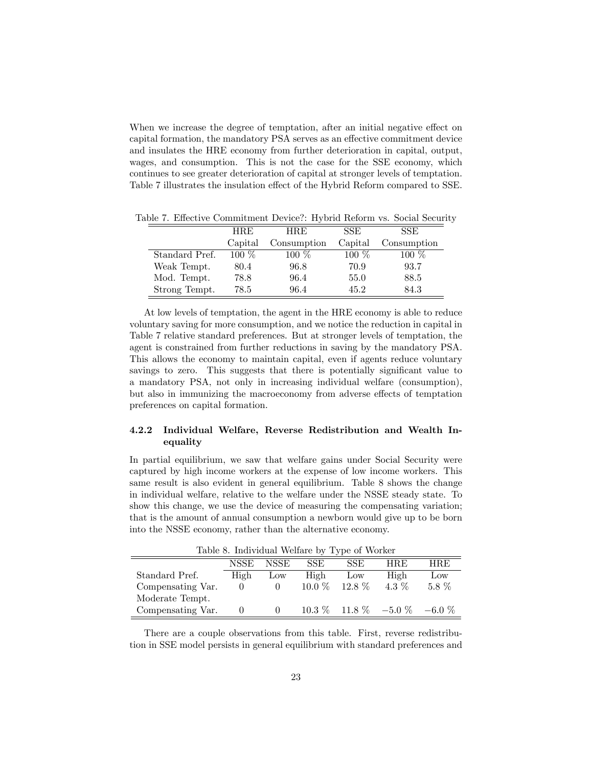When we increase the degree of temptation, after an initial negative effect on capital formation, the mandatory PSA serves as an effective commitment device and insulates the HRE economy from further deterioration in capital, output, wages, and consumption. This is not the case for the SSE economy, which continues to see greater deterioration of capital at stronger levels of temptation. Table 7 illustrates the insulation effect of the Hybrid Reform compared to SSE.

Table 7. Effective Commitment Device?: Hybrid Reform vs. Social Security

| | HRE | HRE | SSE | SSE |
|---|---|---|---|---|
| | Capital | Consumption | Capital | Consumption |
| Standard Pref. | 100 % | 100 % | 100 % | 100 % |
| Weak Tempt. | 80.4 | 96.8 | 70.9 | 93.7 |
| Mod. Tempt. | 78.8 | 96.4 | 55.0 | 88.5 |
| Strong Tempt. | 78.5 | 96.4 | 45.2 | 84.3 |

At low levels of temptation, the agent in the HRE economy is able to reduce voluntary saving for more consumption, and we notice the reduction in capital in Table 7 relative standard preferences. But at stronger levels of temptation, the agent is constrained from further reductions in saving by the mandatory PSA. This allows the economy to maintain capital, even if agents reduce voluntary savings to zero. This suggests that there is potentially significant value to a mandatory PSA, not only in increasing individual welfare (consumption), but also in immunizing the macroeconomy from adverse effects of temptation preferences on capital formation.

#### 4.2.2 Individual Welfare, Reverse Redistribution and Wealth Inequality

In partial equilibrium, we saw that welfare gains under Social Security were captured by high income workers at the expense of low income workers. This same result is also evident in general equilibrium. Table 8 shows the change in individual welfare, relative to the welfare under the NSSE steady state. To show this change, we use the device of measuring the compensating variation; that is the amount of annual consumption a newborn would give up to be born into the NSSE economy, rather than the alternative economy.

Table 8. Individual Welfare by Type of Worker

| | NSSE | NSSE | SSE | SSE | HRE | HRE |
|---|---|---|---|---|---|---|
| Standard Pref. | High | Low | High | Low | High | Low |
| Compensating Var. | 0 | 0 | 10.0 % | 12.8 % | 4.3 % | 5.8 % |
| Moderate Tempt. | | | | | | |
| Compensating Var. | 0 | 0 | 10.3 % | 11.8 % | −5.0 % | −6.0 % |

There are a couple observations from this table. First, reverse redistribution in SSE model persists in general equilibrium with standard preferences and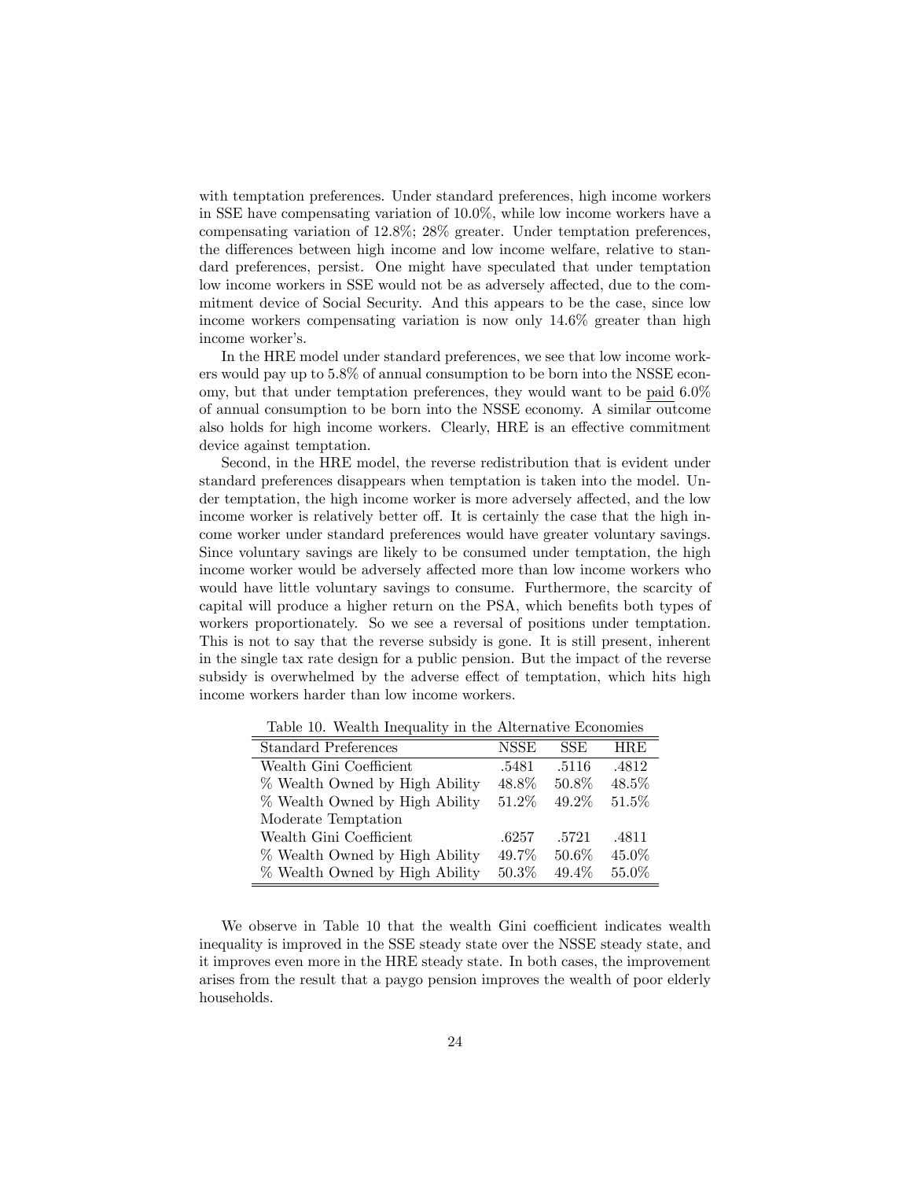with temptation preferences. Under standard preferences, high income workers in SSE have compensating variation of 10.0%, while low income workers have a compensating variation of 12.8%; 28% greater. Under temptation preferences, the differences between high income and low income welfare, relative to standard preferences, persist. One might have speculated that under temptation low income workers in SSE would not be as adversely affected, due to the commitment device of Social Security. And this appears to be the case, since low income workers compensating variation is now only 14.6% greater than high income worker's.

In the HRE model under standard preferences, we see that low income workers would pay up to 5.8% of annual consumption to be born into the NSSE economy, but that under temptation preferences, they would want to be paid 6.0% of annual consumption to be born into the NSSE economy. A similar outcome also holds for high income workers. Clearly, HRE is an effective commitment device against temptation.

Second, in the HRE model, the reverse redistribution that is evident under standard preferences disappears when temptation is taken into the model. Under temptation, the high income worker is more adversely affected, and the low income worker is relatively better off. It is certainly the case that the high income worker under standard preferences would have greater voluntary savings. Since voluntary savings are likely to be consumed under temptation, the high income worker would be adversely affected more than low income workers who would have little voluntary savings to consume. Furthermore, the scarcity of capital will produce a higher return on the PSA, which benefits both types of workers proportionately. So we see a reversal of positions under temptation. This is not to say that the reverse subsidy is gone. It is still present, inherent in the single tax rate design for a public pension. But the impact of the reverse subsidy is overwhelmed by the adverse effect of temptation, which hits high income workers harder than low income workers.

Table 10. Wealth Inequality in the Alternative Economies

| Standard Preferences | NSSE | SSE | HRE |
|---|---|---|---|
| Wealth Gini Coefficient | .5481 | .5116 | .4812 |
| % Wealth Owned by High Ability | 48.8% | 50.8% | 48.5% |
| % Wealth Owned by High Ability | 51.2% | 49.2% | 51.5% |
| Moderate Temptation | | | |
| Wealth Gini Coefficient | .6257 | .5721 | .4811 |
| % Wealth Owned by High Ability | 49.7% | 50.6% | 45.0% |
| % Wealth Owned by High Ability | 50.3% | 49.4% | 55.0% |

We observe in Table 10 that the wealth Gini coefficient indicates wealth inequality is improved in the SSE steady state over the NSSE steady state, and it improves even more in the HRE steady state. In both cases, the improvement arises from the result that a paygo pension improves the wealth of poor elderly households.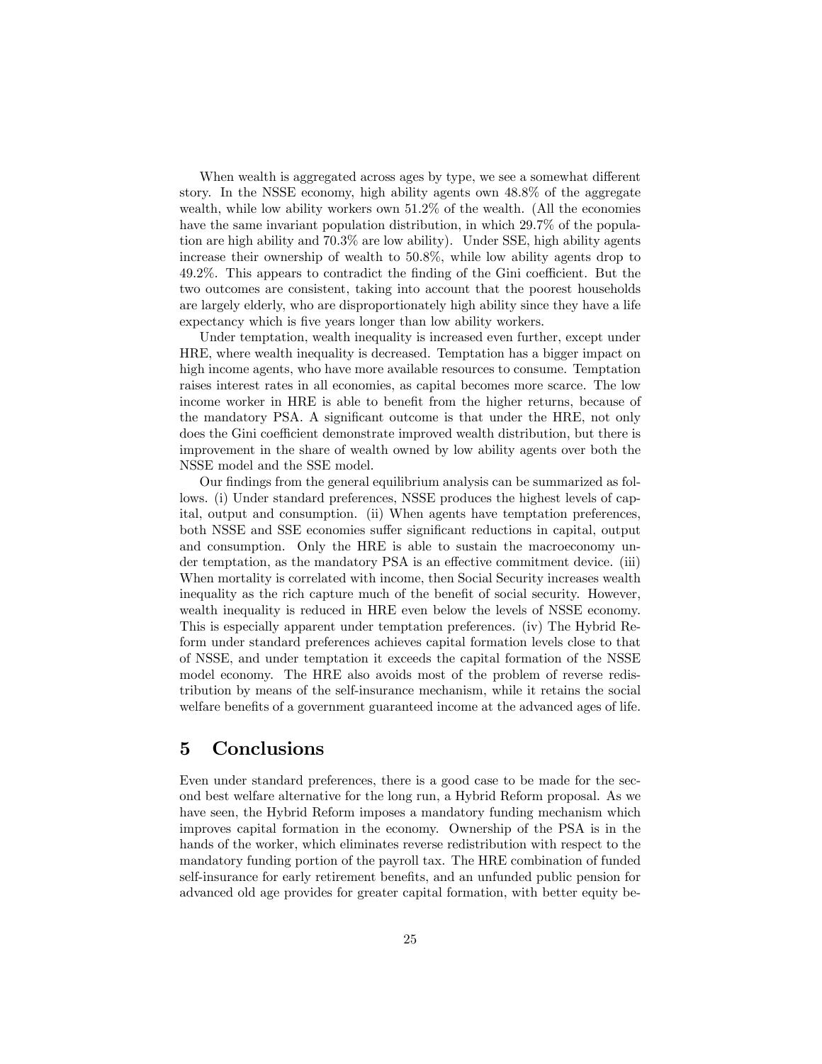When wealth is aggregated across ages by type, we see a somewhat different story. In the NSSE economy, high ability agents own 48.8% of the aggregate wealth, while low ability workers own 51.2% of the wealth. (All the economies have the same invariant population distribution, in which 29.7% of the population are high ability and 70.3% are low ability). Under SSE, high ability agents increase their ownership of wealth to 50.8%, while low ability agents drop to 49.2%. This appears to contradict the finding of the Gini coefficient. But the two outcomes are consistent, taking into account that the poorest households are largely elderly, who are disproportionately high ability since they have a life expectancy which is five years longer than low ability workers.

Under temptation, wealth inequality is increased even further, except under HRE, where wealth inequality is decreased. Temptation has a bigger impact on high income agents, who have more available resources to consume. Temptation raises interest rates in all economies, as capital becomes more scarce. The low income worker in HRE is able to benefit from the higher returns, because of the mandatory PSA. A significant outcome is that under the HRE, not only does the Gini coefficient demonstrate improved wealth distribution, but there is improvement in the share of wealth owned by low ability agents over both the NSSE model and the SSE model.

Our findings from the general equilibrium analysis can be summarized as follows. (i) Under standard preferences, NSSE produces the highest levels of capital, output and consumption. (ii) When agents have temptation preferences, both NSSE and SSE economies suffer significant reductions in capital, output and consumption. Only the HRE is able to sustain the macroeconomy under temptation, as the mandatory PSA is an effective commitment device. (iii) When mortality is correlated with income, then Social Security increases wealth inequality as the rich capture much of the benefit of social security. However, wealth inequality is reduced in HRE even below the levels of NSSE economy. This is especially apparent under temptation preferences. (iv) The Hybrid Reform under standard preferences achieves capital formation levels close to that of NSSE, and under temptation it exceeds the capital formation of the NSSE model economy. The HRE also avoids most of the problem of reverse redistribution by means of the self-insurance mechanism, while it retains the social welfare benefits of a government guaranteed income at the advanced ages of life.

# 5 Conclusions

Even under standard preferences, there is a good case to be made for the second best welfare alternative for the long run, a Hybrid Reform proposal. As we have seen, the Hybrid Reform imposes a mandatory funding mechanism which improves capital formation in the economy. Ownership of the PSA is in the hands of the worker, which eliminates reverse redistribution with respect to the mandatory funding portion of the payroll tax. The HRE combination of funded self-insurance for early retirement benefits, and an unfunded public pension for advanced old age provides for greater capital formation, with better equity be-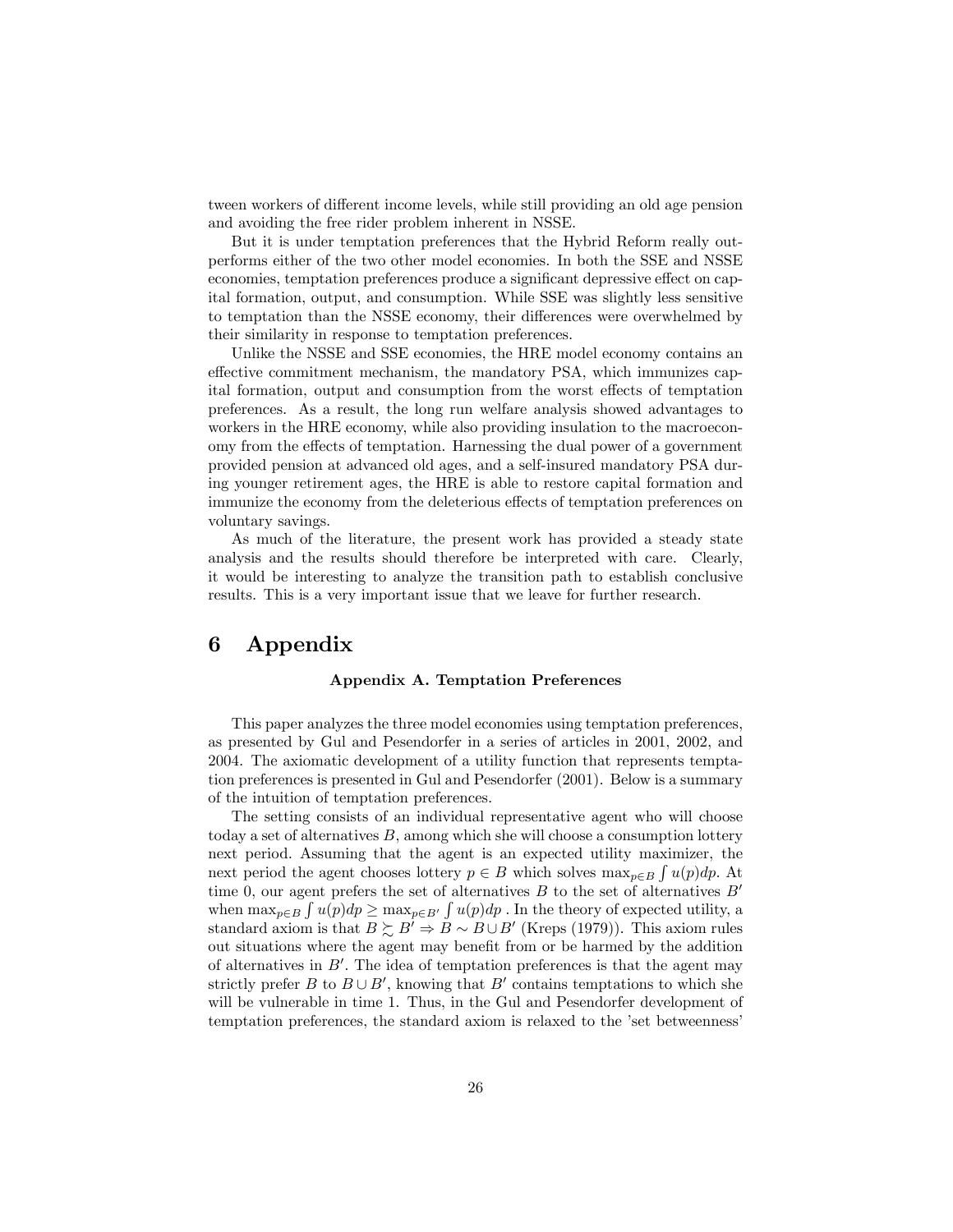tween workers of different income levels, while still providing an old age pension and avoiding the free rider problem inherent in NSSE.

But it is under temptation preferences that the Hybrid Reform really outperforms either of the two other model economies. In both the SSE and NSSE economies, temptation preferences produce a significant depressive effect on capital formation, output, and consumption. While SSE was slightly less sensitive to temptation than the NSSE economy, their differences were overwhelmed by their similarity in response to temptation preferences.

Unlike the NSSE and SSE economies, the HRE model economy contains an effective commitment mechanism, the mandatory PSA, which immunizes capital formation, output and consumption from the worst effects of temptation preferences. As a result, the long run welfare analysis showed advantages to workers in the HRE economy, while also providing insulation to the macroeconomy from the effects of temptation. Harnessing the dual power of a government provided pension at advanced old ages, and a self-insured mandatory PSA during younger retirement ages, the HRE is able to restore capital formation and immunize the economy from the deleterious effects of temptation preferences on voluntary savings.

As much of the literature, the present work has provided a steady state analysis and the results should therefore be interpreted with care. Clearly, it would be interesting to analyze the transition path to establish conclusive results. This is a very important issue that we leave for further research.

# 6 Appendix

### Appendix A. Temptation Preferences

This paper analyzes the three model economies using temptation preferences, as presented by Gul and Pesendorfer in a series of articles in 2001, 2002, and 2004. The axiomatic development of a utility function that represents temptation preferences is presented in Gul and Pesendorfer (2001). Below is a summary of the intuition of temptation preferences.

The setting consists of an individual representative agent who will choose today a set of alternatives $B$, among which she will choose a consumption lottery next period. Assuming that the agent is an expected utility maximizer, the next period the agent chooses lottery $p \in B$ which solves $\max_{p \in B} \int u(p)dp$. At time 0, our agent prefers the set of alternatives $B$ to the set of alternatives $B'$ when $\max_{p \in B} \int u(p)dp \geq \max_{p \in B'} \int u(p)dp$ . In the theory of expected utility, a standard axiom is that $B \succsim B' \Rightarrow B \sim B \cup B'$ (Kreps (1979)). This axiom rules out situations where the agent may benefit from or be harmed by the addition of alternatives in $B'$. The idea of temptation preferences is that the agent may strictly prefer $B$ to $B \cup B'$, knowing that $B'$ contains temptations to which she will be vulnerable in time 1. Thus, in the Gul and Pesendorfer development of temptation preferences, the standard axiom is relaxed to the 'set betweenness'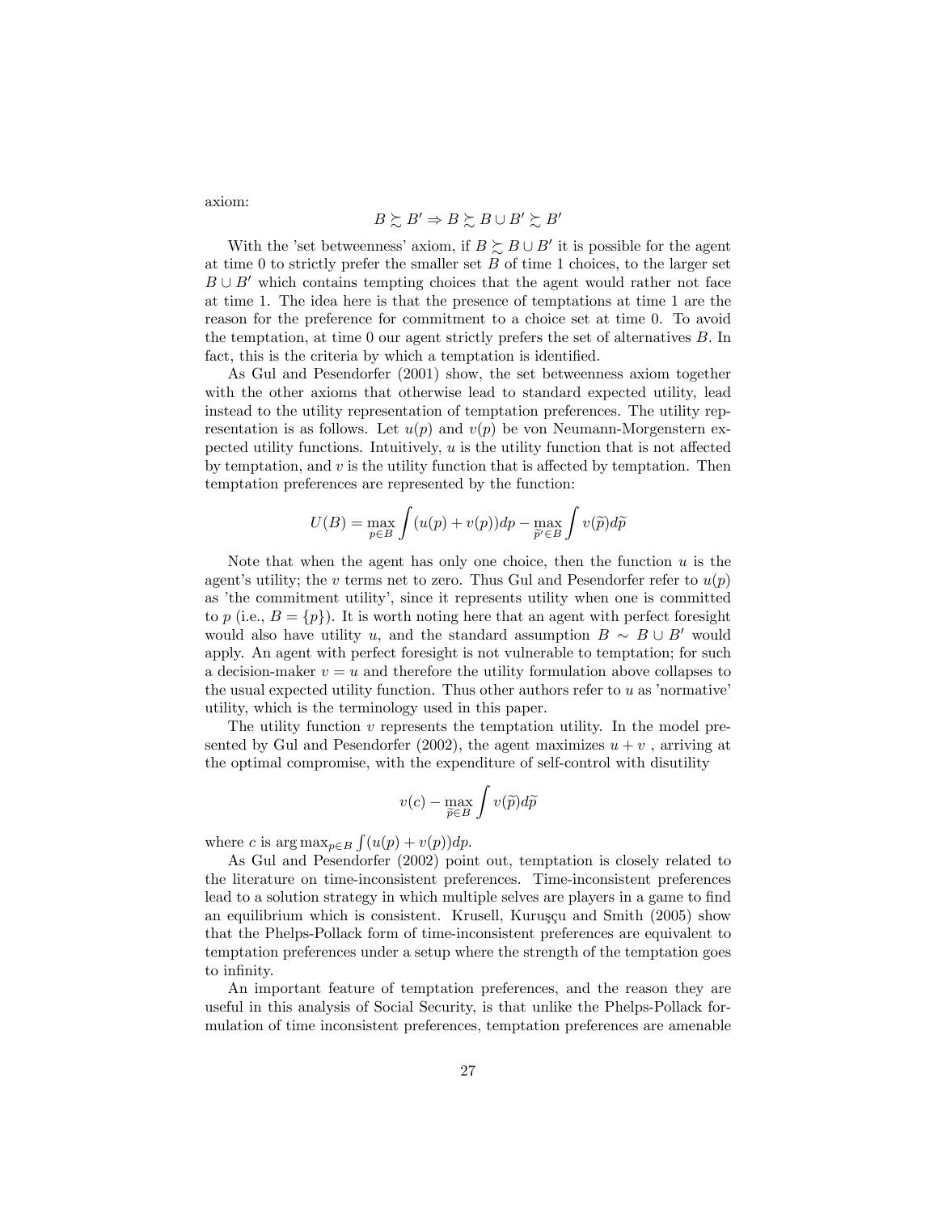axiom:

$$B \succsim B' \Rightarrow B \succsim B \cup B' \succsim B'$$

With the 'set betweenness' axiom, if $B \succsim B \cup B'$ it is possible for the agent at time 0 to strictly prefer the smaller set $B$ of time 1 choices, to the larger set $B \cup B'$ which contains tempting choices that the agent would rather not face at time 1. The idea here is that the presence of temptations at time 1 are the reason for the preference for commitment to a choice set at time 0. To avoid the temptation, at time 0 our agent strictly prefers the set of alternatives $B$. In fact, this is the criteria by which a temptation is identified.

As Gul and Pesendorfer (2001) show, the set betweenness axiom together with the other axioms that otherwise lead to standard expected utility, lead instead to the utility representation of temptation preferences. The utility representation is as follows. Let $u(p)$ and $v(p)$ be von Neumann-Morgenstern expected utility functions. Intuitively, $u$ is the utility function that is not affected by temptation, and $v$ is the utility function that is affected by temptation. Then temptation preferences are represented by the function:

$$U(B) = \max_{p \in B} \int (u(p) + v(p))dp - \max_{\widetilde{p}' \in B} \int v(\widetilde{p}) d\widetilde{p}$$

Note that when the agent has only one choice, then the function $u$ is the agent's utility; the $v$ terms net to zero. Thus Gul and Pesendorfer refer to $u(p)$ as 'the commitment utility', since it represents utility when one is committed to $p$ (i.e., $B = \{p\}$). It is worth noting here that an agent with perfect foresight would also have utility $u$, and the standard assumption $B \sim B \cup B'$ would apply. An agent with perfect foresight is not vulnerable to temptation; for such a decision-maker $v = u$ and therefore the utility formulation above collapses to the usual expected utility function. Thus other authors refer to $u$ as 'normative' utility, which is the terminology used in this paper.

The utility function $v$ represents the temptation utility. In the model presented by Gul and Pesendorfer (2002), the agent maximizes $u + v$ , arriving at the optimal compromise, with the expenditure of self-control with disutility

$$v(c) - \max_{\widetilde{p} \in B} \int v(\widetilde{p}) d\widetilde{p}$$

where $c$ is $\arg\max_{p \in B} \int (u(p) + v(p))dp$.

As Gul and Pesendorfer (2002) point out, temptation is closely related to the literature on time-inconsistent preferences. Time-inconsistent preferences lead to a solution strategy in which multiple selves are players in a game to find an equilibrium which is consistent. Krusell, Kuruşçu and Smith (2005) show that the Phelps-Pollack form of time-inconsistent preferences are equivalent to temptation preferences under a setup where the strength of the temptation goes to infinity.

An important feature of temptation preferences, and the reason they are useful in this analysis of Social Security, is that unlike the Phelps-Pollack formulation of time inconsistent preferences, temptation preferences are amenable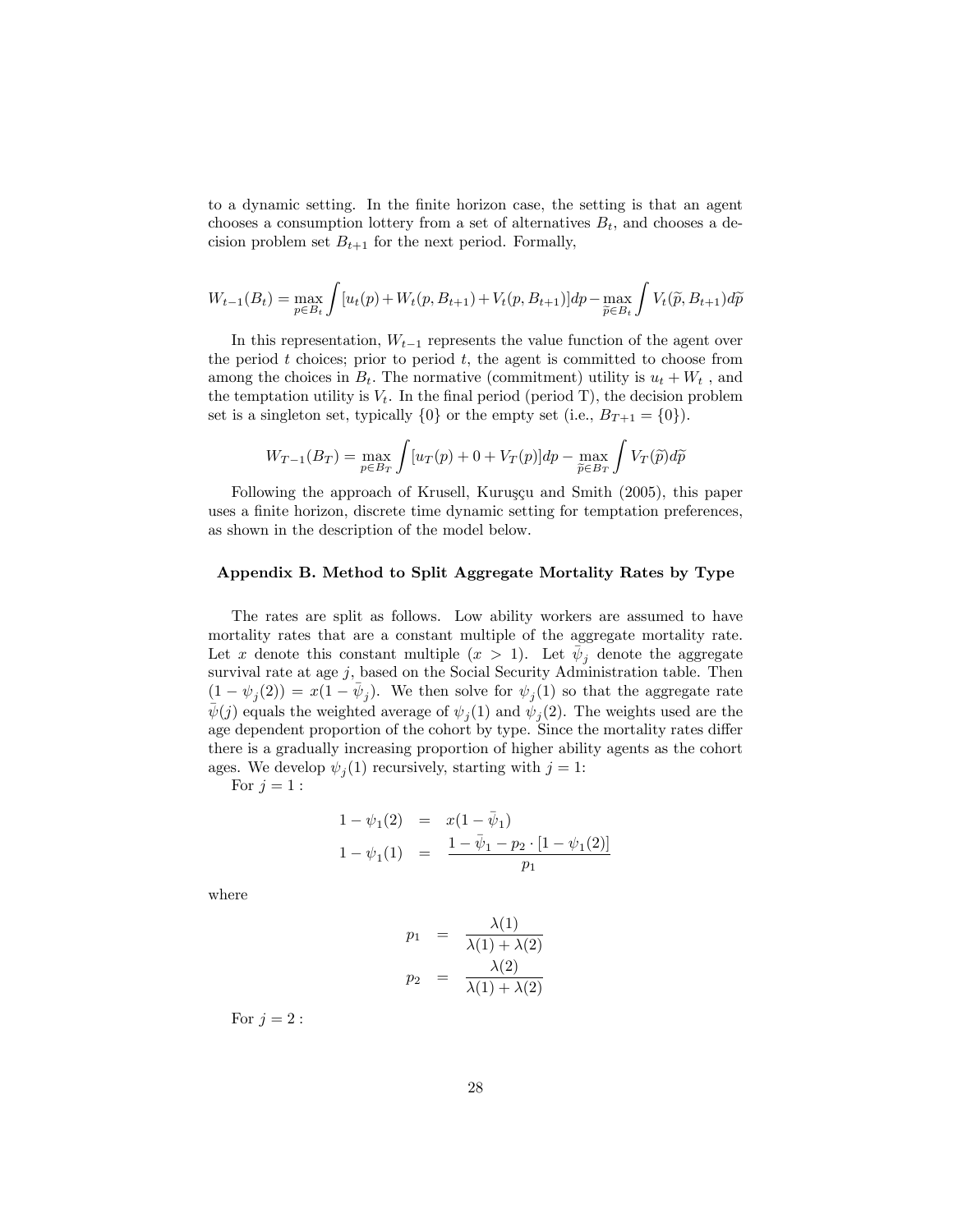to a dynamic setting. In the finite horizon case, the setting is that an agent chooses a consumption lottery from a set of alternatives $B_t$, and chooses a decision problem set $B_{t+1}$ for the next period. Formally,

$$W_{t-1}(B_t) = \max_{p \in B_t} \int [u_t(p) + W_t(p, B_{t+1}) + V_t(p, B_{t+1})]dp - \max_{\widetilde{p} \in B_t} \int V_t(\widetilde{p}, B_{t+1})d\widetilde{p}$$

In this representation, $W_{t-1}$ represents the value function of the agent over the period $t$ choices; prior to period $t$, the agent is committed to choose from among the choices in $B_t$. The normative (commitment) utility is $u_t + W_t$ , and the temptation utility is $V_t$. In the final period (period T), the decision problem set is a singleton set, typically $\{0\}$ or the empty set (i.e., $B_{T+1} = \{0\}$).

$$W_{T-1}(B_T) = \max_{p \in B_T} \int [u_T(p) + 0 + V_T(p)]dp - \max_{\widetilde{p} \in B_T} \int V_T(\widetilde{p})d\widetilde{p}$$

Following the approach of Krusell, Kuruşçu and Smith (2005), this paper uses a finite horizon, discrete time dynamic setting for temptation preferences, as shown in the description of the model below.

## Appendix B. Method to Split Aggregate Mortality Rates by Type

The rates are split as follows. Low ability workers are assumed to have mortality rates that are a constant multiple of the aggregate mortality rate. Let $x$ denote this constant multiple ($x > 1$). Let $\bar{\psi}_j$ denote the aggregate survival rate at age $j$, based on the Social Security Administration table. Then $(1 - \psi_j(2)) = x(1 - \bar{\psi}_j)$. We then solve for $\psi_j(1)$ so that the aggregate rate $\bar{\psi}(j)$ equals the weighted average of $\psi_j(1)$ and $\psi_j(2)$. The weights used are the age dependent proportion of the cohort by type. Since the mortality rates differ there is a gradually increasing proportion of higher ability agents as the cohort ages. We develop $\psi_j(1)$ recursively, starting with $j = 1$:

For $j = 1$ :

$$\begin{aligned}
1 - \psi_1(2) &= x(1 - \bar{\psi}_1) \\
1 - \psi_1(1) &= \frac{1 - \bar{\psi}_1 - p_2 \cdot [1 - \psi_1(2)]}{p_1}
\end{aligned}$$

where

$$\begin{aligned}
p_1 &= \frac{\lambda(1)}{\lambda(1) + \lambda(2)} \\
p_2 &= \frac{\lambda(2)}{\lambda(1) + \lambda(2)}
\end{aligned}$$

For $j = 2$ :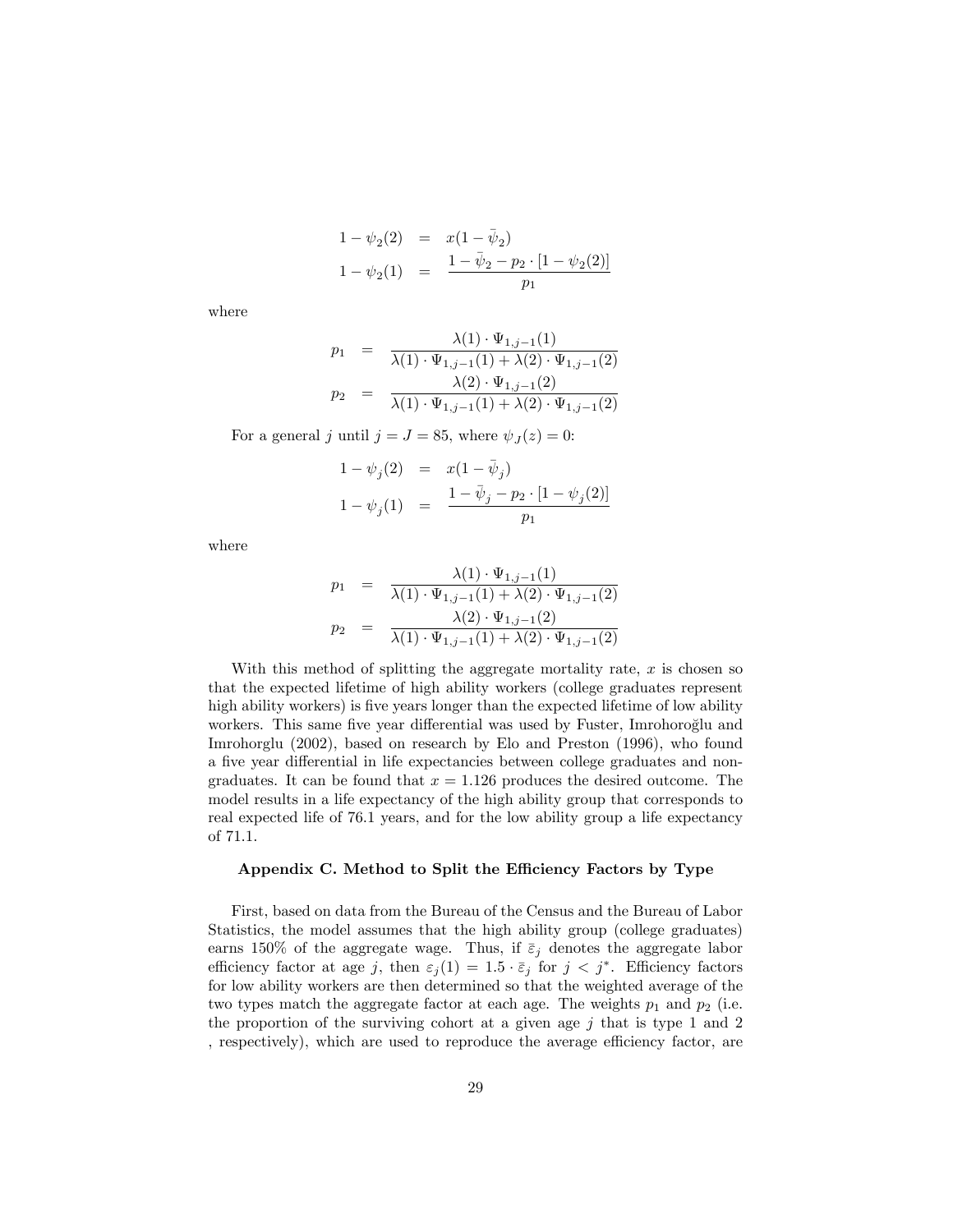$$
\begin{aligned}
1 - \psi_2(2) &= x(1 - \bar{\psi}_2) \\
1 - \psi_2(1) &= \frac{1 - \bar{\psi}_2 - p_2 \cdot [1 - \psi_2(2)]}{p_1}
\end{aligned}
$$

where

$$
\begin{aligned}
p_1 &= \frac{\lambda(1) \cdot \Psi_{1,j-1}(1)}{\lambda(1) \cdot \Psi_{1,j-1}(1) + \lambda(2) \cdot \Psi_{1,j-1}(2)} \\
p_2 &= \frac{\lambda(2) \cdot \Psi_{1,j-1}(2)}{\lambda(1) \cdot \Psi_{1,j-1}(1) + \lambda(2) \cdot \Psi_{1,j-1}(2)}
\end{aligned}
$$

For a general $j$ until $j = J = 85$, where $\psi_J(z) = 0$:

$$
\begin{aligned}
1 - \psi_j(2) &= x(1 - \bar{\psi}_j) \\
1 - \psi_j(1) &= \frac{1 - \bar{\psi}_j - p_2 \cdot [1 - \psi_j(2)]}{p_1}
\end{aligned}
$$

where

$$
\begin{aligned}
p_1 &= \frac{\lambda(1) \cdot \Psi_{1,j-1}(1)}{\lambda(1) \cdot \Psi_{1,j-1}(1) + \lambda(2) \cdot \Psi_{1,j-1}(2)} \\
p_2 &= \frac{\lambda(2) \cdot \Psi_{1,j-1}(2)}{\lambda(1) \cdot \Psi_{1,j-1}(1) + \lambda(2) \cdot \Psi_{1,j-1}(2)}
\end{aligned}
$$

With this method of splitting the aggregate mortality rate, $x$ is chosen so that the expected lifetime of high ability workers (college graduates represent high ability workers) is five years longer than the expected lifetime of low ability workers. This same five year differential was used by Fuster, Imrohoroğlu and Imrohorglu (2002), based on research by Elo and Preston (1996), who found a five year differential in life expectancies between college graduates and non-graduates. It can be found that $x = 1.126$ produces the desired outcome. The model results in a life expectancy of the high ability group that corresponds to real expected life of 76.1 years, and for the low ability group a life expectancy of 71.1.

### Appendix C. Method to Split the Efficiency Factors by Type

First, based on data from the Bureau of the Census and the Bureau of Labor Statistics, the model assumes that the high ability group (college graduates) earns 150% of the aggregate wage. Thus, if $\bar{\varepsilon}_j$ denotes the aggregate labor efficiency factor at age $j$, then $\varepsilon_j(1) = 1.5 \cdot \bar{\varepsilon}_j$ for $j < j^*$. Efficiency factors for low ability workers are then determined so that the weighted average of the two types match the aggregate factor at each age. The weights $p_1$ and $p_2$ (i.e. the proportion of the surviving cohort at a given age $j$ that is type 1 and 2 , respectively), which are used to reproduce the average efficiency factor, are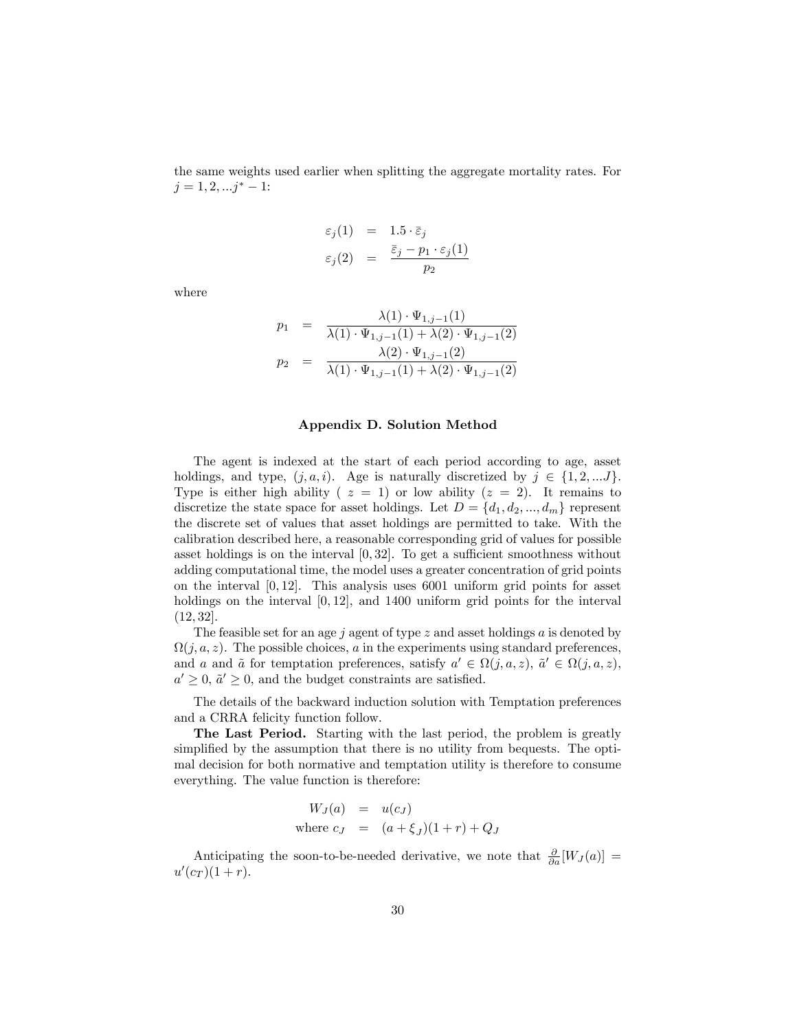the same weights used earlier when splitting the aggregate mortality rates. For $j = 1, 2, ...j^* - 1$:

$$
\begin{aligned}
\varepsilon_j(1) &= 1.5 \cdot \bar{\varepsilon}_j \\
\varepsilon_j(2) &= \frac{\bar{\varepsilon}_j - p_1 \cdot \varepsilon_j(1)}{p_2}
\end{aligned}
$$

where

$$
\begin{aligned}
p_1 &= \frac{\lambda(1) \cdot \Psi_{1,j-1}(1)}{\lambda(1) \cdot \Psi_{1,j-1}(1) + \lambda(2) \cdot \Psi_{1,j-1}(2)} \\
p_2 &= \frac{\lambda(2) \cdot \Psi_{1,j-1}(2)}{\lambda(1) \cdot \Psi_{1,j-1}(1) + \lambda(2) \cdot \Psi_{1,j-1}(2)}
\end{aligned}
$$

## Appendix D. Solution Method

The agent is indexed at the start of each period according to age, asset holdings, and type, $(j, a, i)$. Age is naturally discretized by $j \in \{1, 2, ...J\}$. Type is either high ability ( $z = 1$) or low ability ($z = 2$). It remains to discretize the state space for asset holdings. Let $D = \{d_1, d_2, ..., d_m\}$ represent the discrete set of values that asset holdings are permitted to take. With the calibration described here, a reasonable corresponding grid of values for possible asset holdings is on the interval $[0, 32]$. To get a sufficient smoothness without adding computational time, the model uses a greater concentration of grid points on the interval $[0, 12]$. This analysis uses 6001 uniform grid points for asset holdings on the interval $[0, 12]$, and 1400 uniform grid points for the interval $(12, 32]$.

The feasible set for an age $j$ agent of type $z$ and asset holdings $a$ is denoted by $\Omega(j, a, z)$. The possible choices, $a$ in the experiments using standard preferences, and $a$ and $\tilde{a}$ for temptation preferences, satisfy $a' \in \Omega(j, a, z)$, $\tilde{a}' \in \Omega(j, a, z)$, $a' \geq 0$, $\tilde{a}' \geq 0$, and the budget constraints are satisfied.

The details of the backward induction solution with Temptation preferences and a CRRA felicity function follow.

**The Last Period.** Starting with the last period, the problem is greatly simplified by the assumption that there is no utility from bequests. The optimal decision for both normative and temptation utility is therefore to consume everything. The value function is therefore:

$$
\begin{aligned}
W_J(a) &= u(c_J) \\
\text{where } c_J &= (a + \xi_J)(1 + r) + Q_J
\end{aligned}
$$

Anticipating the soon-to-be-needed derivative, we note that $\frac{\partial}{\partial a}[W_J(a)] = u'(c_T)(1 + r)$.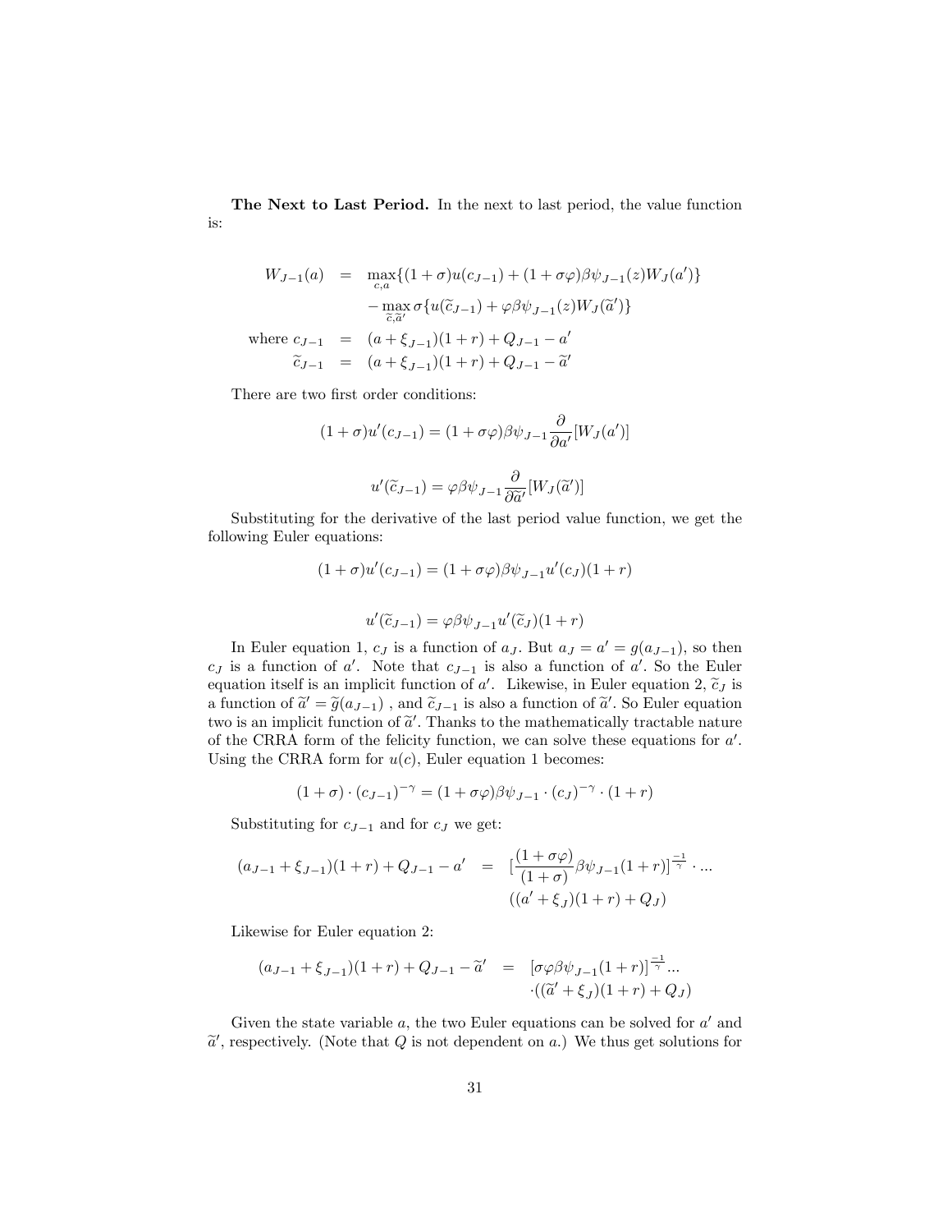**The Next to Last Period.** In the next to last period, the value function is:

$$
\begin{aligned}
W_{J-1}(a) &= \max_{c,a}\{(1+\sigma)u(c_{J-1}) + (1+\sigma\varphi)\beta\psi_{J-1}(z)W_J(a')\} \\
&\quad - \max_{\widetilde{c},\widetilde{a}'} \sigma\{u(\widetilde{c}_{J-1}) + \varphi\beta\psi_{J-1}(z)W_J(\widetilde{a}')\} \\
\text{where } c_{J-1} &= (a+\xi_{J-1})(1+r) + Q_{J-1} - a' \\
\widetilde{c}_{J-1} &= (a+\xi_{J-1})(1+r) + Q_{J-1} - \widetilde{a}'
\end{aligned}
$$

There are two first order conditions:

$$
(1+\sigma)u'(c_{J-1}) = (1+\sigma\varphi)\beta\psi_{J-1}\frac{\partial}{\partial a'}[W_J(a')]
$$

$$
u'(\widetilde{c}_{J-1}) = \varphi\beta\psi_{J-1}\frac{\partial}{\partial \widetilde{a}'}[W_J(\widetilde{a}')]
$$

Substituting for the derivative of the last period value function, we get the following Euler equations:

$$
(1+\sigma)u'(c_{J-1}) = (1+\sigma\varphi)\beta\psi_{J-1}u'(c_J)(1+r)
$$

$$
u'(\widetilde{c}_{J-1}) = \varphi\beta\psi_{J-1}u'(\widetilde{c}_J)(1+r)
$$

In Euler equation 1, $c_J$ is a function of $a_J$. But $a_J = a' = g(a_{J-1})$, so then $c_J$ is a function of $a'$. Note that $c_{J-1}$ is also a function of $a'$. So the Euler equation itself is an implicit function of $a'$. Likewise, in Euler equation 2, $\widetilde{c}_J$ is a function of $\widetilde{a}' = \widetilde{g}(a_{J-1})$ , and $\widetilde{c}_{J-1}$ is also a function of $\widetilde{a}'$. So Euler equation two is an implicit function of $\widetilde{a}'$. Thanks to the mathematically tractable nature of the CRRA form of the felicity function, we can solve these equations for $a'$. Using the CRRA form for $u(c)$, Euler equation 1 becomes:

$$
(1+\sigma)\cdot(c_{J-1})^{-\gamma} = (1+\sigma\varphi)\beta\psi_{J-1}\cdot(c_J)^{-\gamma}\cdot(1+r)
$$

Substituting for $c_{J-1}$ and for $c_J$ we get:

$$
\begin{aligned}
(a_{J-1}+\xi_{J-1})(1+r) + Q_{J-1} - a' &= [\frac{(1+\sigma\varphi)}{(1+\sigma)}\beta\psi_{J-1}(1+r)]^{\frac{-1}{\gamma}}\cdot ... \\
&\quad ((a'+\xi_J)(1+r) + Q_J)
\end{aligned}
$$

Likewise for Euler equation 2:

$$
\begin{aligned}
(a_{J-1}+\xi_{J-1})(1+r) + Q_{J-1} - \widetilde{a}' &= [\sigma\varphi\beta\psi_{J-1}(1+r)]^{\frac{-1}{\gamma}}... \\
&\quad \cdot((\widetilde{a}'+\xi_J)(1+r) + Q_J)
\end{aligned}
$$

Given the state variable $a$, the two Euler equations can be solved for $a'$ and $\widetilde{a}'$, respectively. (Note that $Q$ is not dependent on $a$.) We thus get solutions for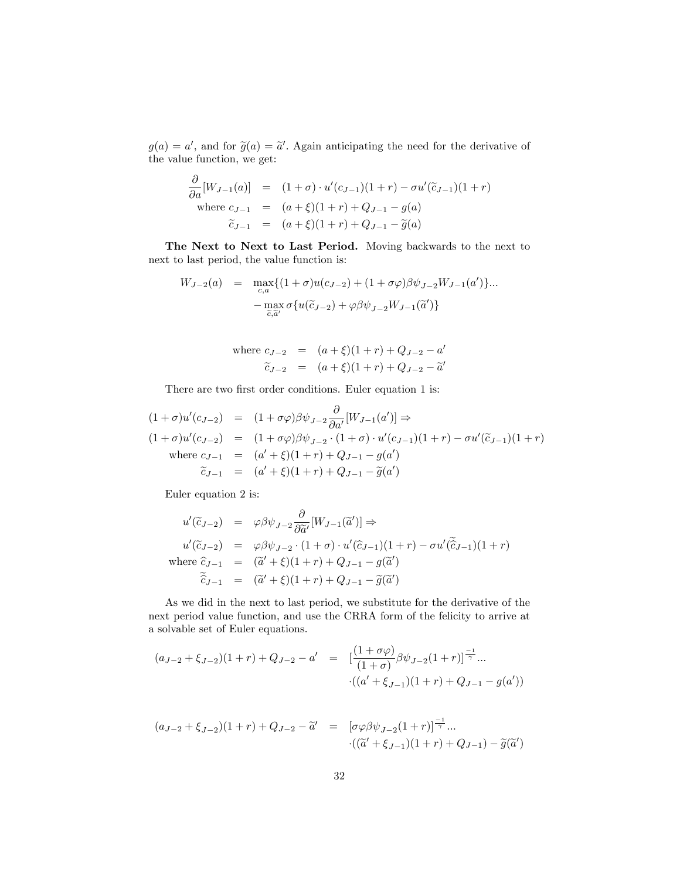$g(a) = a'$, and for $\widetilde{g}(a) = \widetilde{a}'$. Again anticipating the need for the derivative of the value function, we get:

$$
\begin{aligned}
\frac{\partial}{\partial a}[W_{J-1}(a)] &= (1+\sigma)\cdot u'(c_{J-1})(1+r) - \sigma u'(\widetilde{c}_{J-1})(1+r) \\
\text{where } c_{J-1} &= (a+\xi)(1+r) + Q_{J-1} - g(a) \\
\widetilde{c}_{J-1} &= (a+\xi)(1+r) + Q_{J-1} - \widetilde{g}(a)
\end{aligned}
$$

**The Next to Next to Last Period.** Moving backwards to the next to next to last period, the value function is:

$$
\begin{aligned}
W_{J-2}(a) &= \max_{c,a}\{(1+\sigma)u(c_{J-2}) + (1+\sigma\varphi)\beta\psi_{J-2}W_{J-1}(a')\}... \\
&\quad - \max_{\widetilde{c},\widetilde{a}'} \sigma\{u(\widetilde{c}_{J-2}) + \varphi\beta\psi_{J-2}W_{J-1}(\widetilde{a}')\}
\end{aligned}
$$

$$
\begin{aligned}
\text{where } c_{J-2} &= (a+\xi)(1+r) + Q_{J-2} - a' \\
\widetilde{c}_{J-2} &= (a+\xi)(1+r) + Q_{J-2} - \widetilde{a}'
\end{aligned}
$$

There are two first order conditions. Euler equation 1 is:

$$
\begin{aligned}
(1+\sigma)u'(c_{J-2}) &= (1+\sigma\varphi)\beta\psi_{J-2}\frac{\partial}{\partial a'}[W_{J-1}(a')] \Rightarrow \\
(1+\sigma)u'(c_{J-2}) &= (1+\sigma\varphi)\beta\psi_{J-2}\cdot(1+\sigma)\cdot u'(c_{J-1})(1+r) - \sigma u'(\widetilde{c}_{J-1})(1+r) \\
\text{where } c_{J-1} &= (a'+\xi)(1+r) + Q_{J-1} - g(a') \\
\widetilde{c}_{J-1} &= (a'+\xi)(1+r) + Q_{J-1} - \widetilde{g}(a')
\end{aligned}
$$

Euler equation 2 is:

$$
\begin{aligned}
u'(\widetilde{c}_{J-2}) &= \varphi\beta\psi_{J-2}\frac{\partial}{\partial \widetilde{a}'}[W_{J-1}(\widetilde{a}')] \Rightarrow \\
u'(\widetilde{c}_{J-2}) &= \varphi\beta\psi_{J-2}\cdot(1+\sigma)\cdot u'(\widehat{c}_{J-1})(1+r) - \sigma u'(\widetilde{\widehat{c}}_{J-1})(1+r) \\
\text{where } \widehat{c}_{J-1} &= (\widetilde{a}'+\xi)(1+r) + Q_{J-1} - g(\widetilde{a}') \\
\widetilde{\widehat{c}}_{J-1} &= (\widetilde{a}'+\xi)(1+r) + Q_{J-1} - \widetilde{g}(\widetilde{a}')
\end{aligned}
$$

As we did in the next to last period, we substitute for the derivative of the next period value function, and use the CRRA form of the felicity to arrive at a solvable set of Euler equations.

$$
\begin{aligned}
(a_{J-2}+\xi_{J-2})(1+r) + Q_{J-2} - a' &= [\frac{(1+\sigma\varphi)}{(1+\sigma)}\beta\psi_{J-2}(1+r)]^{\frac{-1}{\gamma}}... \\
&\quad \cdot((a'+\xi_{J-1})(1+r) + Q_{J-1} - g(a'))
\end{aligned}
$$

$$
\begin{aligned}
(a_{J-2}+\xi_{J-2})(1+r) + Q_{J-2} - \widetilde{a}' &= [\sigma\varphi\beta\psi_{J-2}(1+r)]^{\frac{-1}{\gamma}}... \\
&\quad \cdot((\widetilde{a}'+\xi_{J-1})(1+r) + Q_{J-1}) - \widetilde{g}(\widetilde{a}')
\end{aligned}
$$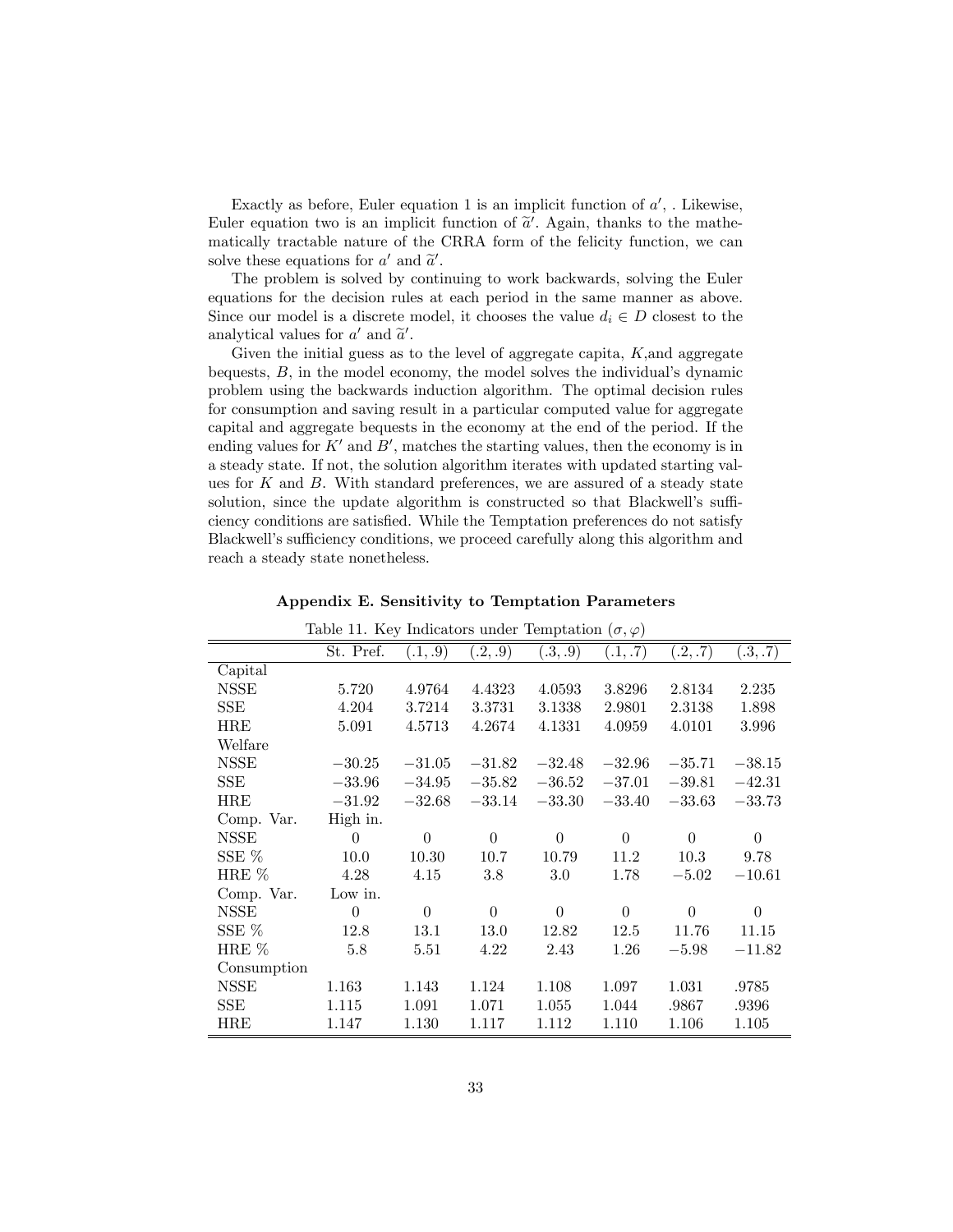Exactly as before, Euler equation 1 is an implicit function of $a'$, . Likewise, Euler equation two is an implicit function of $\widetilde{a}'$. Again, thanks to the mathematically tractable nature of the CRRA form of the felicity function, we can solve these equations for $a'$ and $\widetilde{a}'$.

The problem is solved by continuing to work backwards, solving the Euler equations for the decision rules at each period in the same manner as above. Since our model is a discrete model, it chooses the value $d_i \in D$ closest to the analytical values for $a'$ and $\widetilde{a}'$.

Given the initial guess as to the level of aggregate capita, $K$,and aggregate bequests, $B$, in the model economy, the model solves the individual's dynamic problem using the backwards induction algorithm. The optimal decision rules for consumption and saving result in a particular computed value for aggregate capital and aggregate bequests in the economy at the end of the period. If the ending values for $K'$ and $B'$, matches the starting values, then the economy is in a steady state. If not, the solution algorithm iterates with updated starting values for $K$ and $B$. With standard preferences, we are assured of a steady state solution, since the update algorithm is constructed so that Blackwell's sufficiency conditions are satisfied. While the Temptation preferences do not satisfy Blackwell's sufficiency conditions, we proceed carefully along this algorithm and reach a steady state nonetheless.

## Appendix E. Sensitivity to Temptation Parameters

Table 11. Key Indicators under Temptation $(\sigma, \varphi)$

| | St. Pref. | (.1, .9) | (.2, .9) | (.3, .9) | (.1, .7) | (.2, .7) | (.3, .7) |
|---|---|---|---|---|---|---|---|
| Capital | | | | | | | |
| NSSE | 5.720 | 4.9764 | 4.4323 | 4.0593 | 3.8296 | 2.8134 | 2.235 |
| SSE | 4.204 | 3.7214 | 3.3731 | 3.1338 | 2.9801 | 2.3138 | 1.898 |
| HRE | 5.091 | 4.5713 | 4.2674 | 4.1331 | 4.0959 | 4.0101 | 3.996 |
| Welfare | | | | | | | |
| NSSE | $-30.25$ | $-31.05$ | $-31.82$ | $-32.48$ | $-32.96$ | $-35.71$ | $-38.15$ |
| SSE | $-33.96$ | $-34.95$ | $-35.82$ | $-36.52$ | $-37.01$ | $-39.81$ | $-42.31$ |
| HRE | $-31.92$ | $-32.68$ | $-33.14$ | $-33.30$ | $-33.40$ | $-33.63$ | $-33.73$ |
| Comp. Var. | High in. | | | | | | |
| NSSE | 0 | 0 | 0 | 0 | 0 | 0 | 0 |
| SSE % | 10.0 | 10.30 | 10.7 | 10.79 | 11.2 | 10.3 | 9.78 |
| HRE % | 4.28 | 4.15 | 3.8 | 3.0 | 1.78 | $-5.02$ | $-10.61$ |
| Comp. Var. | Low in. | | | | | | |
| NSSE | 0 | 0 | 0 | 0 | 0 | 0 | 0 |
| SSE % | 12.8 | 13.1 | 13.0 | 12.82 | 12.5 | 11.76 | 11.15 |
| HRE % | 5.8 | 5.51 | 4.22 | 2.43 | 1.26 | $-5.98$ | $-11.82$ |
| Consumption | | | | | | | |
| NSSE | 1.163 | 1.143 | 1.124 | 1.108 | 1.097 | 1.031 | .9785 |
| SSE | 1.115 | 1.091 | 1.071 | 1.055 | 1.044 | .9867 | .9396 |
| HRE | 1.147 | 1.130 | 1.117 | 1.112 | 1.110 | 1.106 | 1.105 |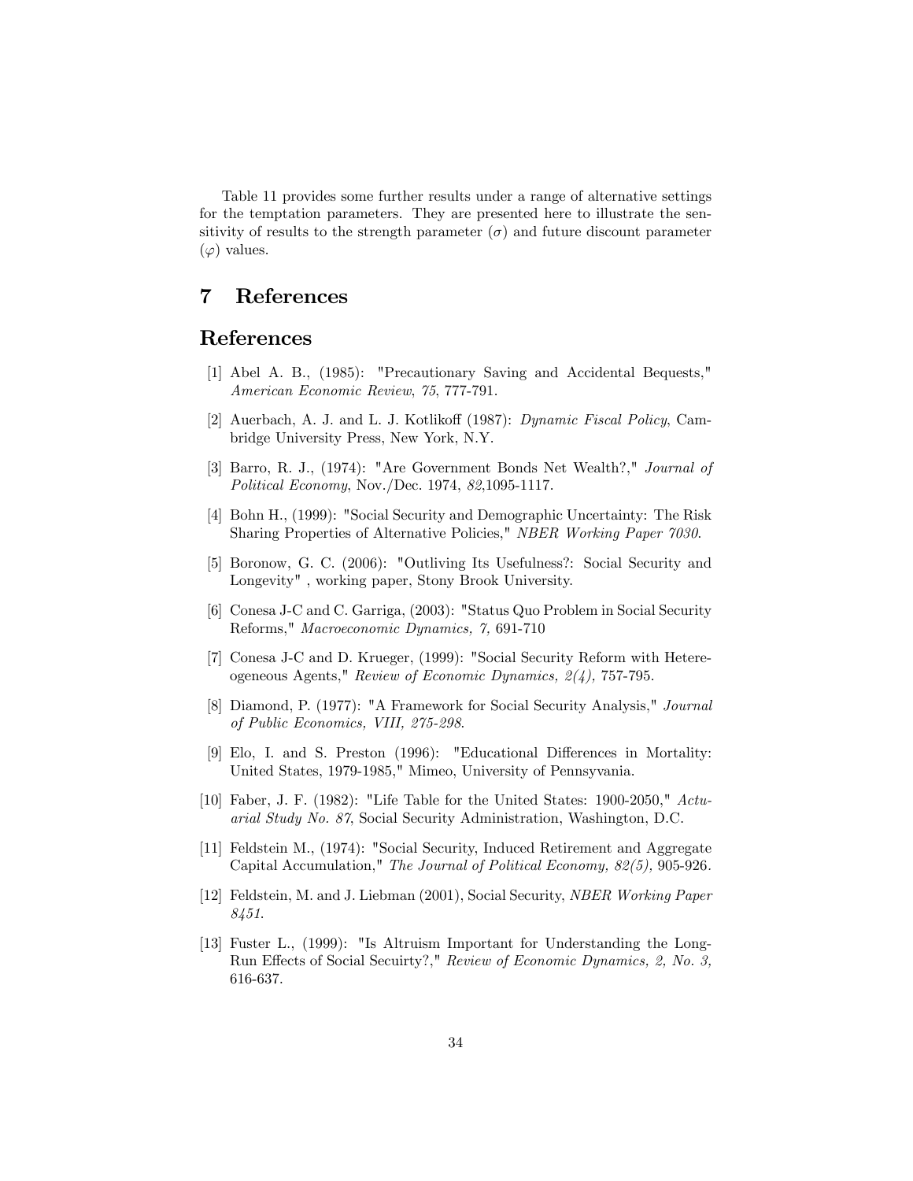Table 11 provides some further results under a range of alternative settings for the temptation parameters. They are presented here to illustrate the sensitivity of results to the strength parameter ($\sigma$) and future discount parameter ($\varphi$) values.

# 7 References

## References

[1] Abel A. B., (1985): "Precautionary Saving and Accidental Bequests," *American Economic Review*, *75*, 777-791.

[2] Auerbach, A. J. and L. J. Kotlikoff (1987): *Dynamic Fiscal Policy*, Cambridge University Press, New York, N.Y.

[3] Barro, R. J., (1974): "Are Government Bonds Net Wealth?," *Journal of Political Economy*, Nov./Dec. 1974, *82*,1095-1117.

[4] Bohn H., (1999): "Social Security and Demographic Uncertainty: The Risk Sharing Properties of Alternative Policies," *NBER Working Paper 7030*.

[5] Boronow, G. C. (2006): "Outliving Its Usefulness?: Social Security and Longevity" , working paper, Stony Brook University.

[6] Conesa J-C and C. Garriga, (2003): "Status Quo Problem in Social Security Reforms," *Macroeconomic Dynamics, 7,* 691-710

[7] Conesa J-C and D. Krueger, (1999): "Social Security Reform with Hetereogeneous Agents," *Review of Economic Dynamics, 2(4),* 757-795.

[8] Diamond, P. (1977): "A Framework for Social Security Analysis," *Journal of Public Economics, VIII, 275-298.*

[9] Elo, I. and S. Preston (1996): "Educational Differences in Mortality: United States, 1979-1985," Mimeo, University of Pennsyvania.

[10] Faber, J. F. (1982): "Life Table for the United States: 1900-2050," *Actuarial Study No. 87*, Social Security Administration, Washington, D.C.

[11] Feldstein M., (1974): "Social Security, Induced Retirement and Aggregate Capital Accumulation," *The Journal of Political Economy, 82(5),* 905-926.

[12] Feldstein, M. and J. Liebman (2001), Social Security, *NBER Working Paper 8451*.

[13] Fuster L., (1999): "Is Altruism Important for Understanding the Long-Run Effects of Social Secuirty?," *Review of Economic Dynamics, 2, No. 3,* 616-637.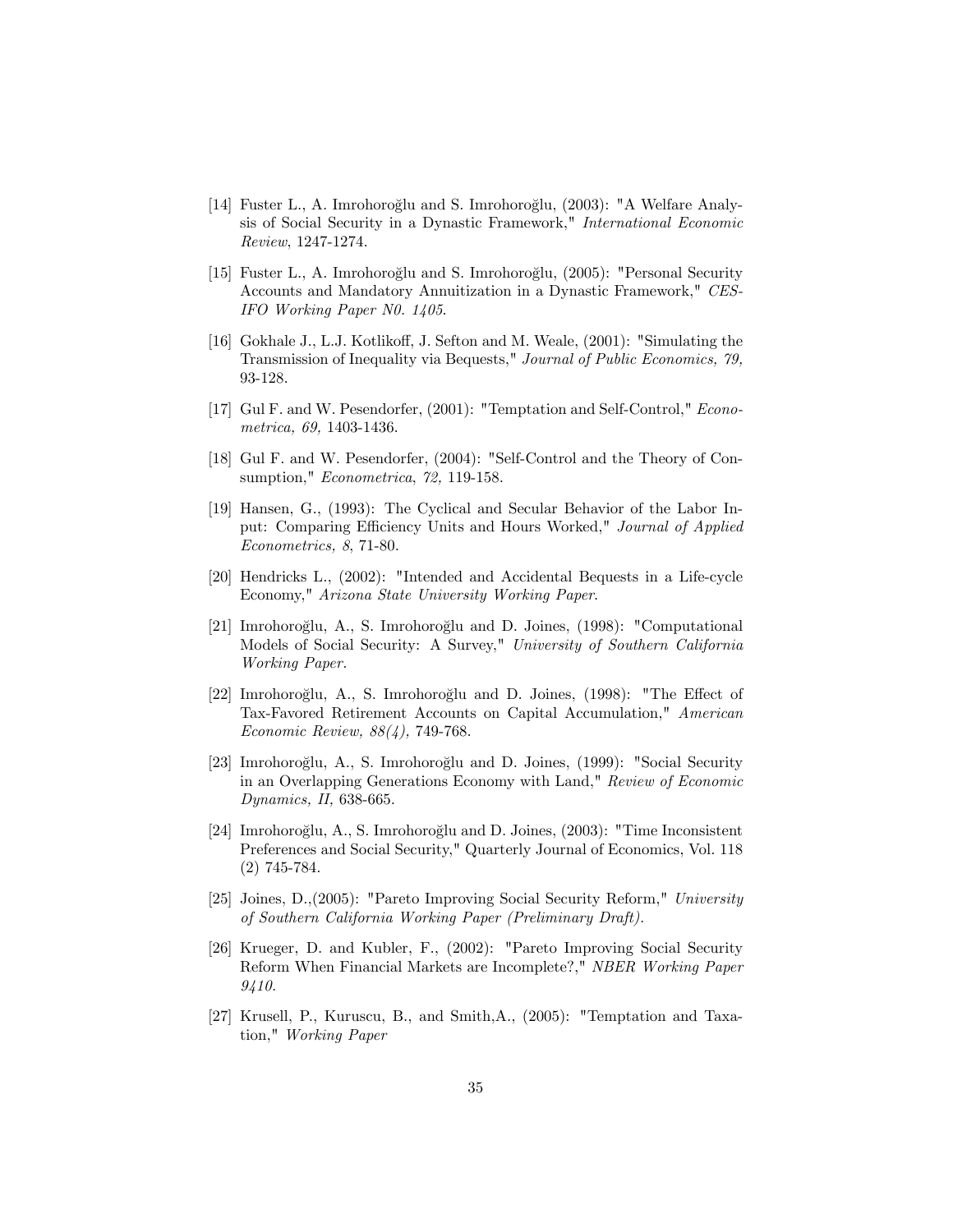[14] Fuster L., A. Imrohoroğlu and S. Imrohoroğlu, (2003): "A Welfare Analysis of Social Security in a Dynastic Framework," *International Economic Review*, 1247-1274.

[15] Fuster L., A. Imrohoroğlu and S. Imrohoroğlu, (2005): "Personal Security Accounts and Mandatory Annuitization in a Dynastic Framework," *CES-IFO Working Paper N0. 1405*.

[16] Gokhale J., L.J. Kotlikoff, J. Sefton and M. Weale, (2001): "Simulating the Transmission of Inequality via Bequests," *Journal of Public Economics, 79,* 93-128.

[17] Gul F. and W. Pesendorfer, (2001): "Temptation and Self-Control," *Econometrica, 69,* 1403-1436.

[18] Gul F. and W. Pesendorfer, (2004): "Self-Control and the Theory of Consumption," *Econometrica*, *72,* 119-158.

[19] Hansen, G., (1993): The Cyclical and Secular Behavior of the Labor Input: Comparing Efficiency Units and Hours Worked," *Journal of Applied Econometrics, 8*, 71-80.

[20] Hendricks L., (2002): "Intended and Accidental Bequests in a Life-cycle Economy," *Arizona State University Working Paper*.

[21] Imrohoroğlu, A., S. Imrohoroğlu and D. Joines, (1998): "Computational Models of Social Security: A Survey," *University of Southern California Working Paper*.

[22] Imrohoroğlu, A., S. Imrohoroğlu and D. Joines, (1998): "The Effect of Tax-Favored Retirement Accounts on Capital Accumulation," *American Economic Review, 88(4),* 749-768.

[23] Imrohoroğlu, A., S. Imrohoroğlu and D. Joines, (1999): "Social Security in an Overlapping Generations Economy with Land," *Review of Economic Dynamics, II,* 638-665.

[24] Imrohoroğlu, A., S. Imrohoroğlu and D. Joines, (2003): "Time Inconsistent Preferences and Social Security," Quarterly Journal of Economics, Vol. 118 (2) 745-784.

[25] Joines, D.,(2005): "Pareto Improving Social Security Reform," *University of Southern California Working Paper (Preliminary Draft).*

[26] Krueger, D. and Kubler, F., (2002): "Pareto Improving Social Security Reform When Financial Markets are Incomplete?," *NBER Working Paper 9410.*

[27] Krusell, P., Kuruscu, B., and Smith,A., (2005): "Temptation and Taxation," *Working Paper*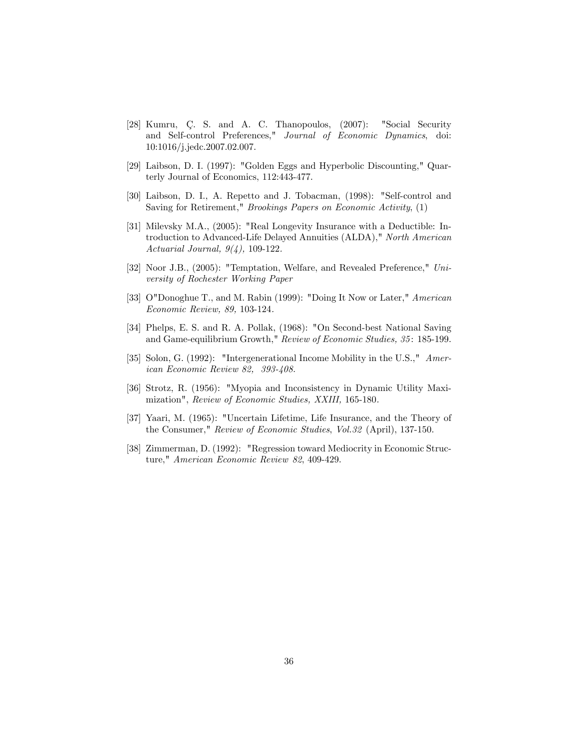[28] Kumru, Ç. S. and A. C. Thanopoulos, (2007): "Social Security and Self-control Preferences," *Journal of Economic Dynamics*, doi: 10:1016/j.jedc.2007.02.007.

[29] Laibson, D. I. (1997): "Golden Eggs and Hyperbolic Discounting," Quarterly Journal of Economics, 112:443-477.

[30] Laibson, D. I., A. Repetto and J. Tobacman, (1998): "Self-control and Saving for Retirement," *Brookings Papers on Economic Activity*, (1)

[31] Milevsky M.A., (2005): "Real Longevity Insurance with a Deductible: Introduction to Advanced-Life Delayed Annuities (ALDA)," *North American Actuarial Journal, 9(4),* 109-122.

[32] Noor J.B., (2005): "Temptation, Welfare, and Revealed Preference," *University of Rochester Working Paper*

[33] O"Donoghue T., and M. Rabin (1999): "Doing It Now or Later," *American Economic Review, 89,* 103-124.

[34] Phelps, E. S. and R. A. Pollak, (1968): "On Second-best National Saving and Game-equilibrium Growth," *Review of Economic Studies, 35*: 185-199.

[35] Solon, G. (1992): "Intergenerational Income Mobility in the U.S.," *American Economic Review 82, 393-408.*

[36] Strotz, R. (1956): "Myopia and Inconsistency in Dynamic Utility Maximization", *Review of Economic Studies, XXIII,* 165-180.

[37] Yaari, M. (1965): "Uncertain Lifetime, Life Insurance, and the Theory of the Consumer," *Review of Economic Studies*, *Vol.32* (April), 137-150.

[38] Zimmerman, D. (1992): "Regression toward Mediocrity in Economic Structure," *American Economic Review 82*, 409-429.